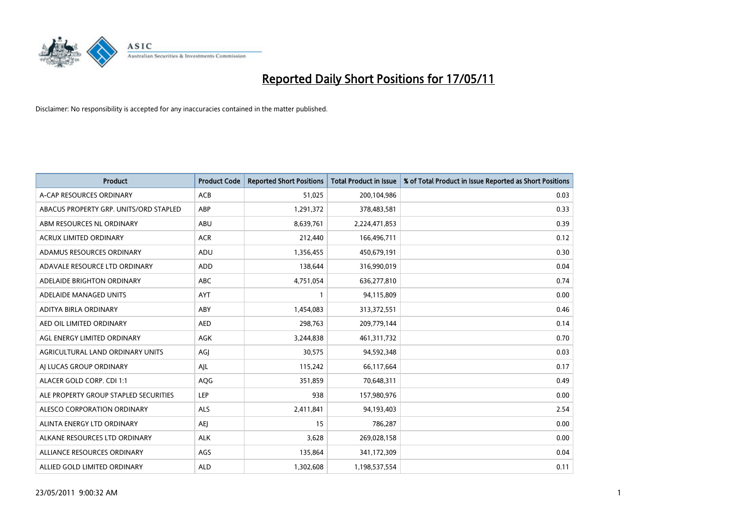# Reported Daily Short Positions for 17/05/11

Disclaimer: No responsibility is accepted for any inaccuracies contained in the matter published.

| Product | Product Code | Reported Short Positions | Total Product in Issue | % of Total Product in Issue Reported as Short Positions |
|---|---|---|---|---|
| A-CAP RESOURCES ORDINARY | ACB | 51,025 | 200,104,986 | 0.03 |
| ABACUS PROPERTY GRP. UNITS/ORD STAPLED | ABP | 1,291,372 | 378,483,581 | 0.33 |
| ABM RESOURCES NL ORDINARY | ABU | 8,639,761 | 2,224,471,853 | 0.39 |
| ACRUX LIMITED ORDINARY | ACR | 212,440 | 166,496,711 | 0.12 |
| ADAMUS RESOURCES ORDINARY | ADU | 1,356,455 | 450,679,191 | 0.30 |
| ADAVALE RESOURCE LTD ORDINARY | ADD | 138,644 | 316,990,019 | 0.04 |
| ADELAIDE BRIGHTON ORDINARY | ABC | 4,751,054 | 636,277,810 | 0.74 |
| ADELAIDE MANAGED UNITS | AYT | 1 | 94,115,809 | 0.00 |
| ADITYA BIRLA ORDINARY | ABY | 1,454,083 | 313,372,551 | 0.46 |
| AED OIL LIMITED ORDINARY | AED | 298,763 | 209,779,144 | 0.14 |
| AGL ENERGY LIMITED ORDINARY | AGK | 3,244,838 | 461,311,732 | 0.70 |
| AGRICULTURAL LAND ORDINARY UNITS | AGJ | 30,575 | 94,592,348 | 0.03 |
| AJ LUCAS GROUP ORDINARY | AJL | 115,242 | 66,117,664 | 0.17 |
| ALACER GOLD CORP. CDI 1:1 | AQG | 351,859 | 70,648,311 | 0.49 |
| ALE PROPERTY GROUP STAPLED SECURITIES | LEP | 938 | 157,980,976 | 0.00 |
| ALESCO CORPORATION ORDINARY | ALS | 2,411,841 | 94,193,403 | 2.54 |
| ALINTA ENERGY LTD ORDINARY | AEJ | 15 | 786,287 | 0.00 |
| ALKANE RESOURCES LTD ORDINARY | ALK | 3,628 | 269,028,158 | 0.00 |
| ALLIANCE RESOURCES ORDINARY | AGS | 135,864 | 341,172,309 | 0.04 |
| ALLIED GOLD LIMITED ORDINARY | ALD | 1,302,608 | 1,198,537,554 | 0.11 |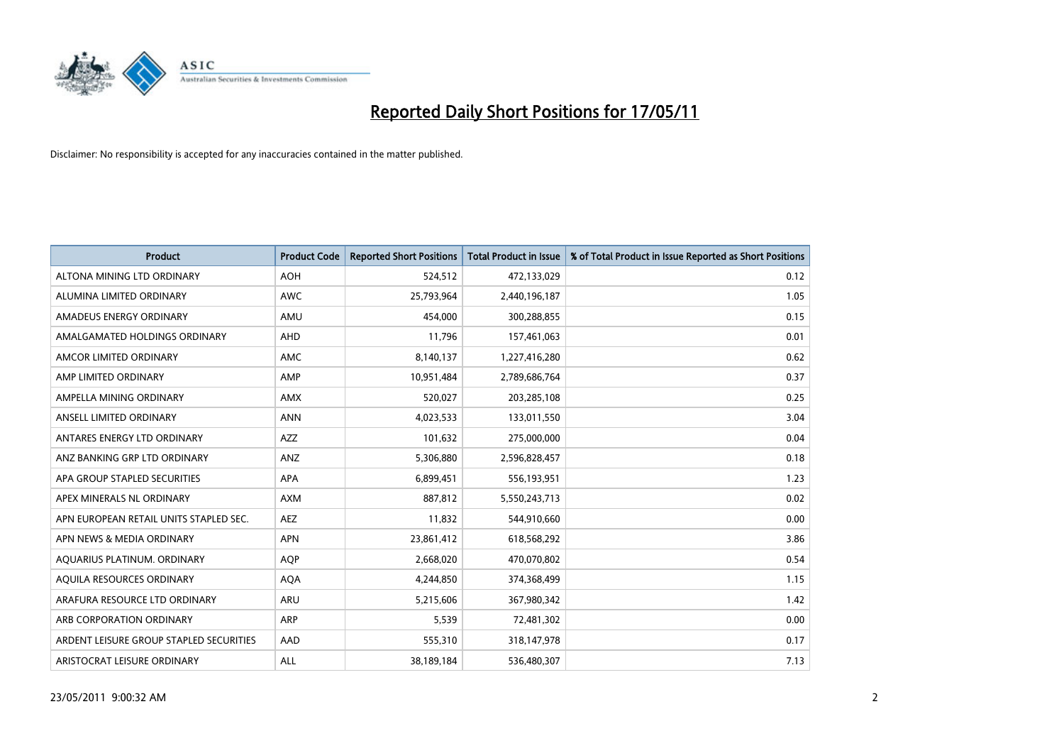# Reported Daily Short Positions for 17/05/11

Disclaimer: No responsibility is accepted for any inaccuracies contained in the matter published.

| Product | Product Code | Reported Short Positions | Total Product in Issue | % of Total Product in Issue Reported as Short Positions |
|---|---|---|---|---|
| ALTONA MINING LTD ORDINARY | AOH | 524,512 | 472,133,029 | 0.12 |
| ALUMINA LIMITED ORDINARY | AWC | 25,793,964 | 2,440,196,187 | 1.05 |
| AMADEUS ENERGY ORDINARY | AMU | 454,000 | 300,288,855 | 0.15 |
| AMALGAMATED HOLDINGS ORDINARY | AHD | 11,796 | 157,461,063 | 0.01 |
| AMCOR LIMITED ORDINARY | AMC | 8,140,137 | 1,227,416,280 | 0.62 |
| AMP LIMITED ORDINARY | AMP | 10,951,484 | 2,789,686,764 | 0.37 |
| AMPELLA MINING ORDINARY | AMX | 520,027 | 203,285,108 | 0.25 |
| ANSELL LIMITED ORDINARY | ANN | 4,023,533 | 133,011,550 | 3.04 |
| ANTARES ENERGY LTD ORDINARY | AZZ | 101,632 | 275,000,000 | 0.04 |
| ANZ BANKING GRP LTD ORDINARY | ANZ | 5,306,880 | 2,596,828,457 | 0.18 |
| APA GROUP STAPLED SECURITIES | APA | 6,899,451 | 556,193,951 | 1.23 |
| APEX MINERALS NL ORDINARY | AXM | 887,812 | 5,550,243,713 | 0.02 |
| APN EUROPEAN RETAIL UNITS STAPLED SEC. | AEZ | 11,832 | 544,910,660 | 0.00 |
| APN NEWS & MEDIA ORDINARY | APN | 23,861,412 | 618,568,292 | 3.86 |
| AQUARIUS PLATINUM. ORDINARY | AQP | 2,668,020 | 470,070,802 | 0.54 |
| AQUILA RESOURCES ORDINARY | AQA | 4,244,850 | 374,368,499 | 1.15 |
| ARAFURA RESOURCE LTD ORDINARY | ARU | 5,215,606 | 367,980,342 | 1.42 |
| ARB CORPORATION ORDINARY | ARP | 5,539 | 72,481,302 | 0.00 |
| ARDENT LEISURE GROUP STAPLED SECURITIES | AAD | 555,310 | 318,147,978 | 0.17 |
| ARISTOCRAT LEISURE ORDINARY | ALL | 38,189,184 | 536,480,307 | 7.13 |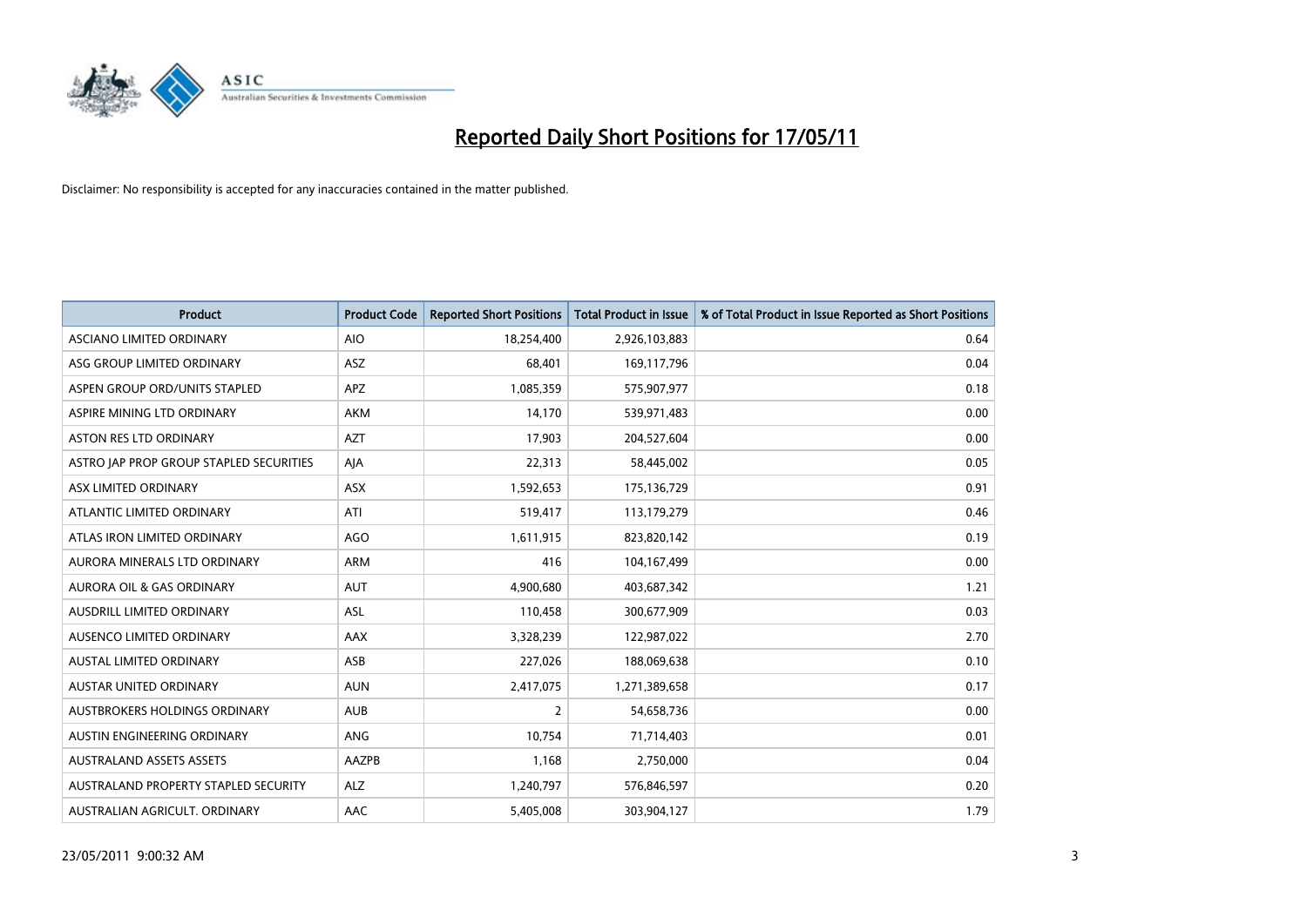# Reported Daily Short Positions for 17/05/11

Disclaimer: No responsibility is accepted for any inaccuracies contained in the matter published.

| Product | Product Code | Reported Short Positions | Total Product in Issue | % of Total Product in Issue Reported as Short Positions |
|---|---|---|---|---|
| ASCIANO LIMITED ORDINARY | AIO | 18,254,400 | 2,926,103,883 | 0.64 |
| ASG GROUP LIMITED ORDINARY | ASZ | 68,401 | 169,117,796 | 0.04 |
| ASPEN GROUP ORD/UNITS STAPLED | APZ | 1,085,359 | 575,907,977 | 0.18 |
| ASPIRE MINING LTD ORDINARY | AKM | 14,170 | 539,971,483 | 0.00 |
| ASTON RES LTD ORDINARY | AZT | 17,903 | 204,527,604 | 0.00 |
| ASTRO JAP PROP GROUP STAPLED SECURITIES | AJA | 22,313 | 58,445,002 | 0.05 |
| ASX LIMITED ORDINARY | ASX | 1,592,653 | 175,136,729 | 0.91 |
| ATLANTIC LIMITED ORDINARY | ATI | 519,417 | 113,179,279 | 0.46 |
| ATLAS IRON LIMITED ORDINARY | AGO | 1,611,915 | 823,820,142 | 0.19 |
| AURORA MINERALS LTD ORDINARY | ARM | 416 | 104,167,499 | 0.00 |
| AURORA OIL & GAS ORDINARY | AUT | 4,900,680 | 403,687,342 | 1.21 |
| AUSDRILL LIMITED ORDINARY | ASL | 110,458 | 300,677,909 | 0.03 |
| AUSENCO LIMITED ORDINARY | AAX | 3,328,239 | 122,987,022 | 2.70 |
| AUSTAL LIMITED ORDINARY | ASB | 227,026 | 188,069,638 | 0.10 |
| AUSTAR UNITED ORDINARY | AUN | 2,417,075 | 1,271,389,658 | 0.17 |
| AUSTBROKERS HOLDINGS ORDINARY | AUB | 2 | 54,658,736 | 0.00 |
| AUSTIN ENGINEERING ORDINARY | ANG | 10,754 | 71,714,403 | 0.01 |
| AUSTRALAND ASSETS ASSETS | AAZPB | 1,168 | 2,750,000 | 0.04 |
| AUSTRALAND PROPERTY STAPLED SECURITY | ALZ | 1,240,797 | 576,846,597 | 0.20 |
| AUSTRALIAN AGRICULT. ORDINARY | AAC | 5,405,008 | 303,904,127 | 1.79 |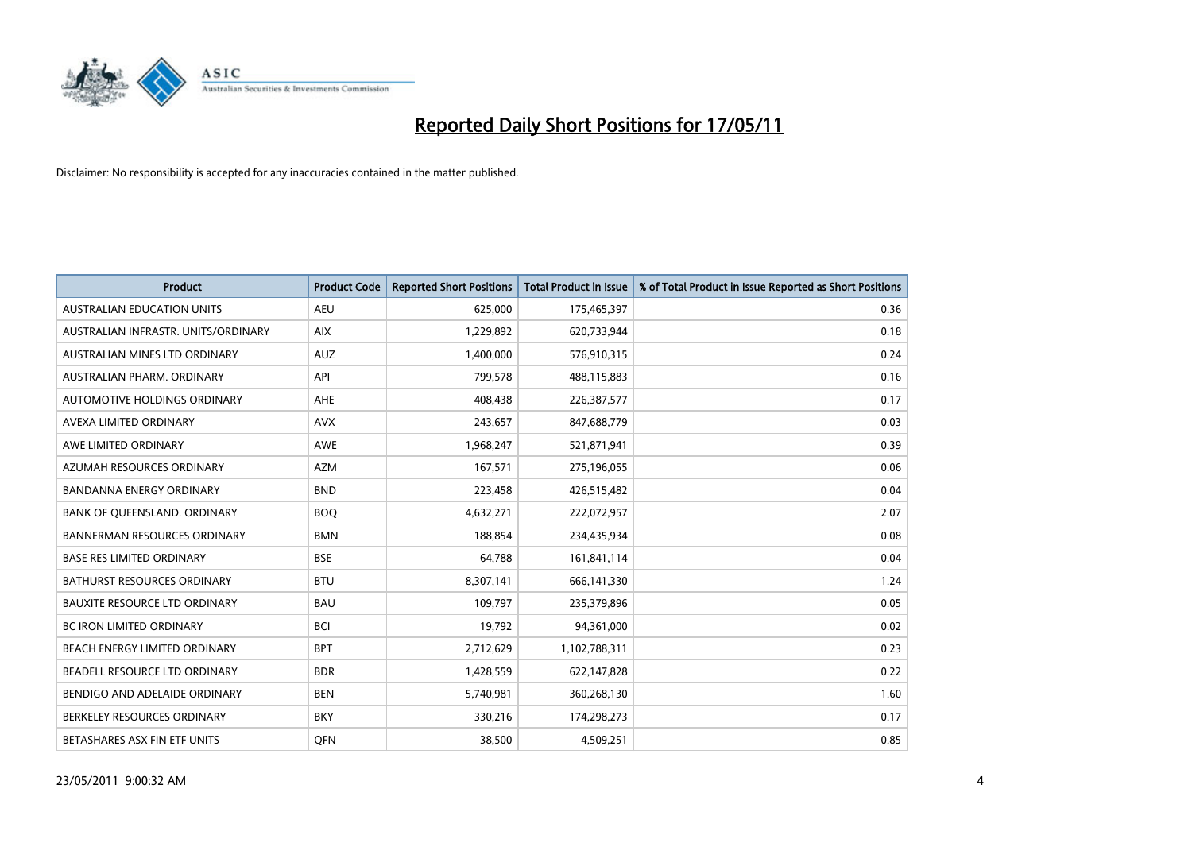# Reported Daily Short Positions for 17/05/11

Disclaimer: No responsibility is accepted for any inaccuracies contained in the matter published.

| Product | Product Code | Reported Short Positions | Total Product in Issue | % of Total Product in Issue Reported as Short Positions |
|---|---|---|---|---|
| AUSTRALIAN EDUCATION UNITS | AEU | 625,000 | 175,465,397 | 0.36 |
| AUSTRALIAN INFRASTR. UNITS/ORDINARY | AIX | 1,229,892 | 620,733,944 | 0.18 |
| AUSTRALIAN MINES LTD ORDINARY | AUZ | 1,400,000 | 576,910,315 | 0.24 |
| AUSTRALIAN PHARM. ORDINARY | API | 799,578 | 488,115,883 | 0.16 |
| AUTOMOTIVE HOLDINGS ORDINARY | AHE | 408,438 | 226,387,577 | 0.17 |
| AVEXA LIMITED ORDINARY | AVX | 243,657 | 847,688,779 | 0.03 |
| AWE LIMITED ORDINARY | AWE | 1,968,247 | 521,871,941 | 0.39 |
| AZUMAH RESOURCES ORDINARY | AZM | 167,571 | 275,196,055 | 0.06 |
| BANDANNA ENERGY ORDINARY | BND | 223,458 | 426,515,482 | 0.04 |
| BANK OF QUEENSLAND. ORDINARY | BOQ | 4,632,271 | 222,072,957 | 2.07 |
| BANNERMAN RESOURCES ORDINARY | BMN | 188,854 | 234,435,934 | 0.08 |
| BASE RES LIMITED ORDINARY | BSE | 64,788 | 161,841,114 | 0.04 |
| BATHURST RESOURCES ORDINARY | BTU | 8,307,141 | 666,141,330 | 1.24 |
| BAUXITE RESOURCE LTD ORDINARY | BAU | 109,797 | 235,379,896 | 0.05 |
| BC IRON LIMITED ORDINARY | BCI | 19,792 | 94,361,000 | 0.02 |
| BEACH ENERGY LIMITED ORDINARY | BPT | 2,712,629 | 1,102,788,311 | 0.23 |
| BEADELL RESOURCE LTD ORDINARY | BDR | 1,428,559 | 622,147,828 | 0.22 |
| BENDIGO AND ADELAIDE ORDINARY | BEN | 5,740,981 | 360,268,130 | 1.60 |
| BERKELEY RESOURCES ORDINARY | BKY | 330,216 | 174,298,273 | 0.17 |
| BETASHARES ASX FIN ETF UNITS | QFN | 38,500 | 4,509,251 | 0.85 |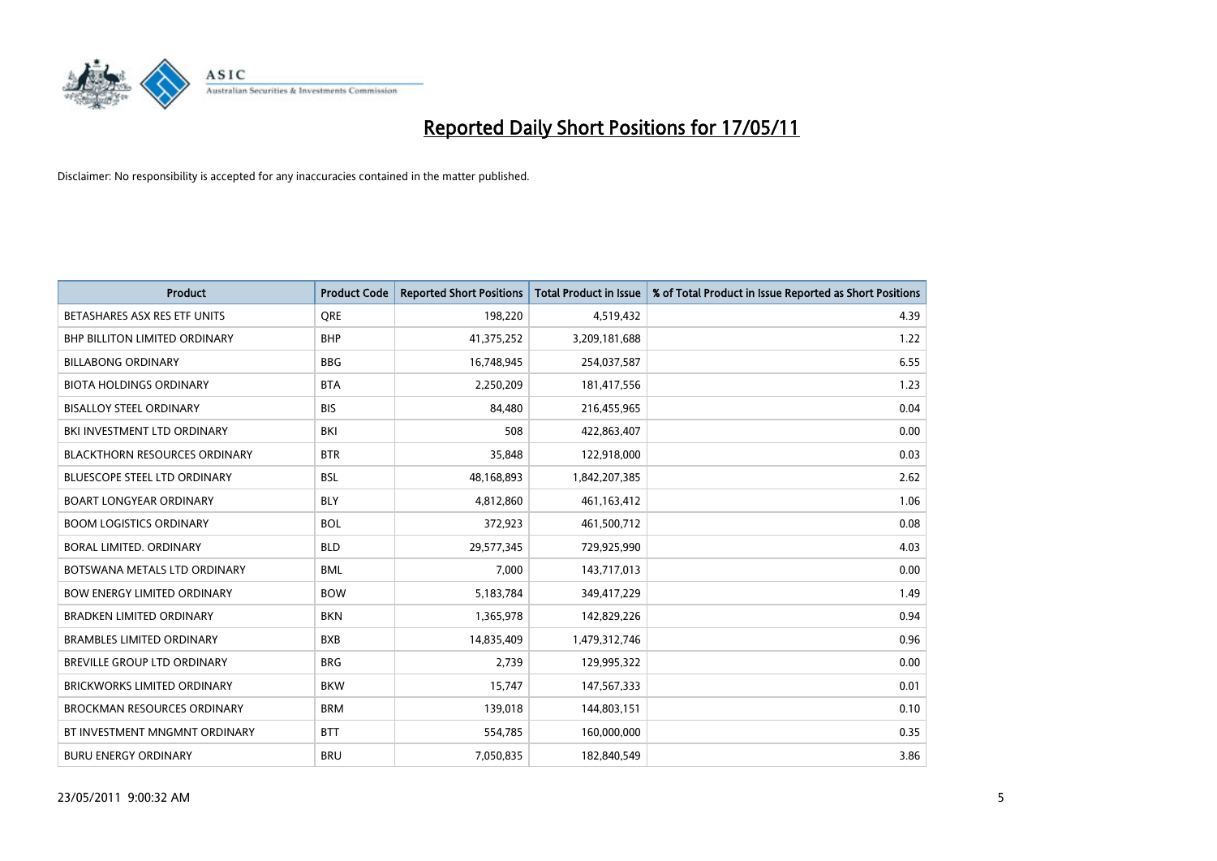# Reported Daily Short Positions for 17/05/11

Disclaimer: No responsibility is accepted for any inaccuracies contained in the matter published.

| Product | Product Code | Reported Short Positions | Total Product in Issue | % of Total Product in Issue Reported as Short Positions |
|---|---|---|---|---|
| BETASHARES ASX RES ETF UNITS | QRE | 198,220 | 4,519,432 | 4.39 |
| BHP BILLITON LIMITED ORDINARY | BHP | 41,375,252 | 3,209,181,688 | 1.22 |
| BILLABONG ORDINARY | BBG | 16,748,945 | 254,037,587 | 6.55 |
| BIOTA HOLDINGS ORDINARY | BTA | 2,250,209 | 181,417,556 | 1.23 |
| BISALLOY STEEL ORDINARY | BIS | 84,480 | 216,455,965 | 0.04 |
| BKI INVESTMENT LTD ORDINARY | BKI | 508 | 422,863,407 | 0.00 |
| BLACKTHORN RESOURCES ORDINARY | BTR | 35,848 | 122,918,000 | 0.03 |
| BLUESCOPE STEEL LTD ORDINARY | BSL | 48,168,893 | 1,842,207,385 | 2.62 |
| BOART LONGYEAR ORDINARY | BLY | 4,812,860 | 461,163,412 | 1.06 |
| BOOM LOGISTICS ORDINARY | BOL | 372,923 | 461,500,712 | 0.08 |
| BORAL LIMITED. ORDINARY | BLD | 29,577,345 | 729,925,990 | 4.03 |
| BOTSWANA METALS LTD ORDINARY | BML | 7,000 | 143,717,013 | 0.00 |
| BOW ENERGY LIMITED ORDINARY | BOW | 5,183,784 | 349,417,229 | 1.49 |
| BRADKEN LIMITED ORDINARY | BKN | 1,365,978 | 142,829,226 | 0.94 |
| BRAMBLES LIMITED ORDINARY | BXB | 14,835,409 | 1,479,312,746 | 0.96 |
| BREVILLE GROUP LTD ORDINARY | BRG | 2,739 | 129,995,322 | 0.00 |
| BRICKWORKS LIMITED ORDINARY | BKW | 15,747 | 147,567,333 | 0.01 |
| BROCKMAN RESOURCES ORDINARY | BRM | 139,018 | 144,803,151 | 0.10 |
| BT INVESTMENT MNGMNT ORDINARY | BTT | 554,785 | 160,000,000 | 0.35 |
| BURU ENERGY ORDINARY | BRU | 7,050,835 | 182,840,549 | 3.86 |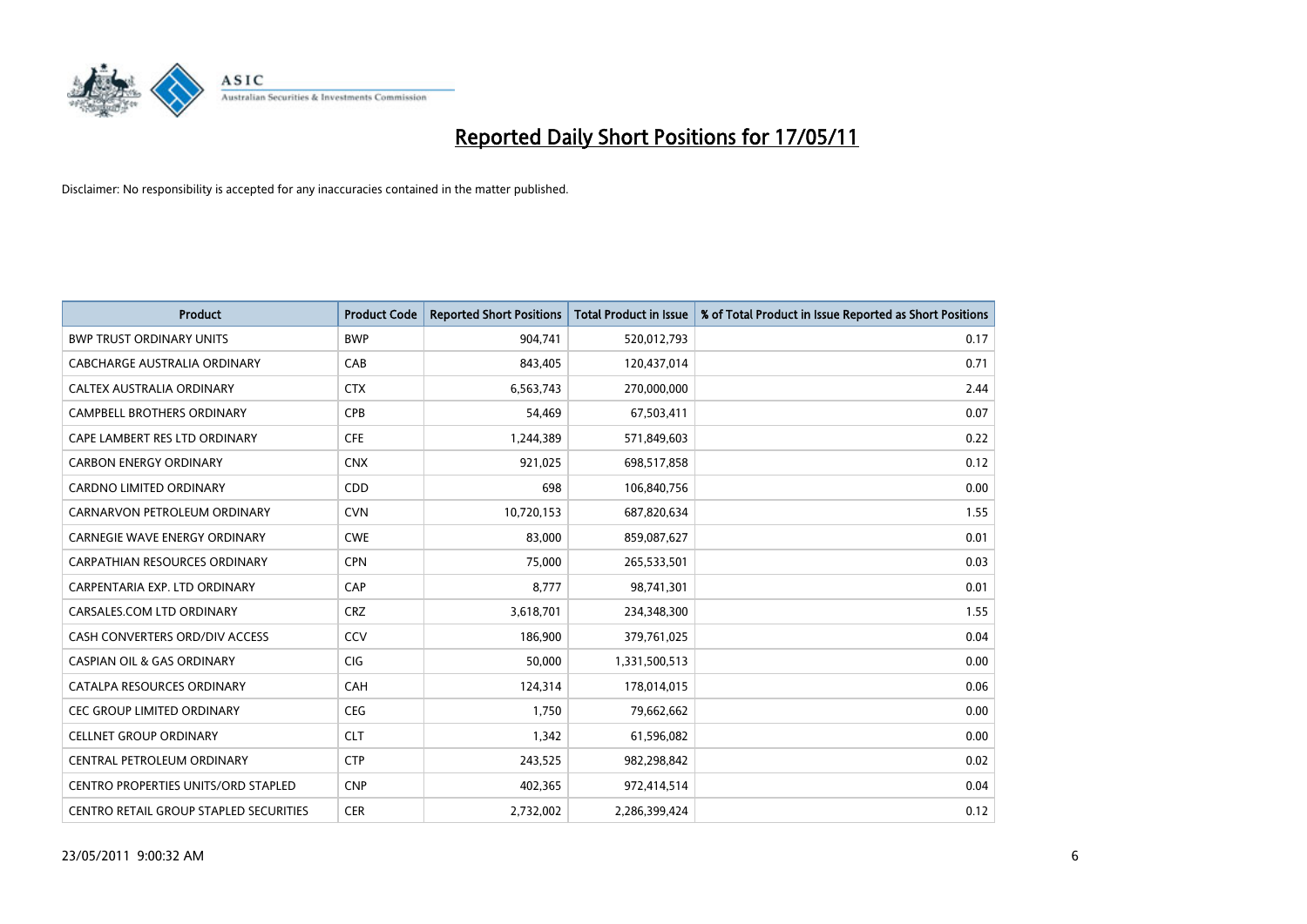# Reported Daily Short Positions for 17/05/11

Disclaimer: No responsibility is accepted for any inaccuracies contained in the matter published.

| Product | Product Code | Reported Short Positions | Total Product in Issue | % of Total Product in Issue Reported as Short Positions |
|---|---|---|---|---|
| BWP TRUST ORDINARY UNITS | BWP | 904,741 | 520,012,793 | 0.17 |
| CABCHARGE AUSTRALIA ORDINARY | CAB | 843,405 | 120,437,014 | 0.71 |
| CALTEX AUSTRALIA ORDINARY | CTX | 6,563,743 | 270,000,000 | 2.44 |
| CAMPBELL BROTHERS ORDINARY | CPB | 54,469 | 67,503,411 | 0.07 |
| CAPE LAMBERT RES LTD ORDINARY | CFE | 1,244,389 | 571,849,603 | 0.22 |
| CARBON ENERGY ORDINARY | CNX | 921,025 | 698,517,858 | 0.12 |
| CARDNO LIMITED ORDINARY | CDD | 698 | 106,840,756 | 0.00 |
| CARNARVON PETROLEUM ORDINARY | CVN | 10,720,153 | 687,820,634 | 1.55 |
| CARNEGIE WAVE ENERGY ORDINARY | CWE | 83,000 | 859,087,627 | 0.01 |
| CARPATHIAN RESOURCES ORDINARY | CPN | 75,000 | 265,533,501 | 0.03 |
| CARPENTARIA EXP. LTD ORDINARY | CAP | 8,777 | 98,741,301 | 0.01 |
| CARSALES.COM LTD ORDINARY | CRZ | 3,618,701 | 234,348,300 | 1.55 |
| CASH CONVERTERS ORD/DIV ACCESS | CCV | 186,900 | 379,761,025 | 0.04 |
| CASPIAN OIL & GAS ORDINARY | CIG | 50,000 | 1,331,500,513 | 0.00 |
| CATALPA RESOURCES ORDINARY | CAH | 124,314 | 178,014,015 | 0.06 |
| CEC GROUP LIMITED ORDINARY | CEG | 1,750 | 79,662,662 | 0.00 |
| CELLNET GROUP ORDINARY | CLT | 1,342 | 61,596,082 | 0.00 |
| CENTRAL PETROLEUM ORDINARY | CTP | 243,525 | 982,298,842 | 0.02 |
| CENTRO PROPERTIES UNITS/ORD STAPLED | CNP | 402,365 | 972,414,514 | 0.04 |
| CENTRO RETAIL GROUP STAPLED SECURITIES | CER | 2,732,002 | 2,286,399,424 | 0.12 |

23/05/2011 9:00:32 AM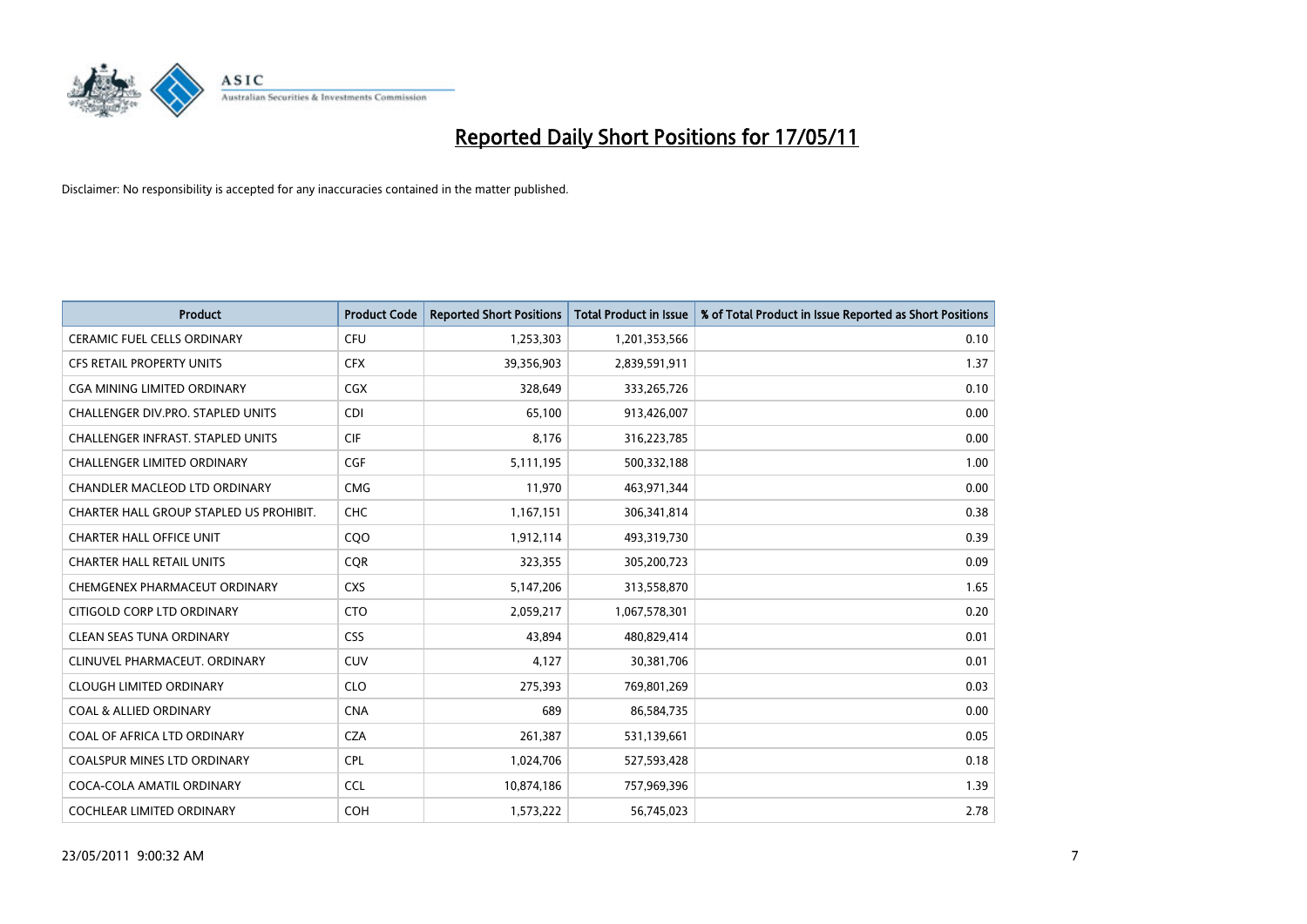# Reported Daily Short Positions for 17/05/11

Disclaimer: No responsibility is accepted for any inaccuracies contained in the matter published.

| Product | Product Code | Reported Short Positions | Total Product in Issue | % of Total Product in Issue Reported as Short Positions |
|---|---|---|---|---|
| CERAMIC FUEL CELLS ORDINARY | CFU | 1,253,303 | 1,201,353,566 | 0.10 |
| CFS RETAIL PROPERTY UNITS | CFX | 39,356,903 | 2,839,591,911 | 1.37 |
| CGA MINING LIMITED ORDINARY | CGX | 328,649 | 333,265,726 | 0.10 |
| CHALLENGER DIV.PRO. STAPLED UNITS | CDI | 65,100 | 913,426,007 | 0.00 |
| CHALLENGER INFRAST. STAPLED UNITS | CIF | 8,176 | 316,223,785 | 0.00 |
| CHALLENGER LIMITED ORDINARY | CGF | 5,111,195 | 500,332,188 | 1.00 |
| CHANDLER MACLEOD LTD ORDINARY | CMG | 11,970 | 463,971,344 | 0.00 |
| CHARTER HALL GROUP STAPLED US PROHIBIT. | CHC | 1,167,151 | 306,341,814 | 0.38 |
| CHARTER HALL OFFICE UNIT | CQO | 1,912,114 | 493,319,730 | 0.39 |
| CHARTER HALL RETAIL UNITS | CQR | 323,355 | 305,200,723 | 0.09 |
| CHEMGENEX PHARMACEUT ORDINARY | CXS | 5,147,206 | 313,558,870 | 1.65 |
| CITIGOLD CORP LTD ORDINARY | CTO | 2,059,217 | 1,067,578,301 | 0.20 |
| CLEAN SEAS TUNA ORDINARY | CSS | 43,894 | 480,829,414 | 0.01 |
| CLINUVEL PHARMACEUT. ORDINARY | CUV | 4,127 | 30,381,706 | 0.01 |
| CLOUGH LIMITED ORDINARY | CLO | 275,393 | 769,801,269 | 0.03 |
| COAL & ALLIED ORDINARY | CNA | 689 | 86,584,735 | 0.00 |
| COAL OF AFRICA LTD ORDINARY | CZA | 261,387 | 531,139,661 | 0.05 |
| COALSPUR MINES LTD ORDINARY | CPL | 1,024,706 | 527,593,428 | 0.18 |
| COCA-COLA AMATIL ORDINARY | CCL | 10,874,186 | 757,969,396 | 1.39 |
| COCHLEAR LIMITED ORDINARY | COH | 1,573,222 | 56,745,023 | 2.78 |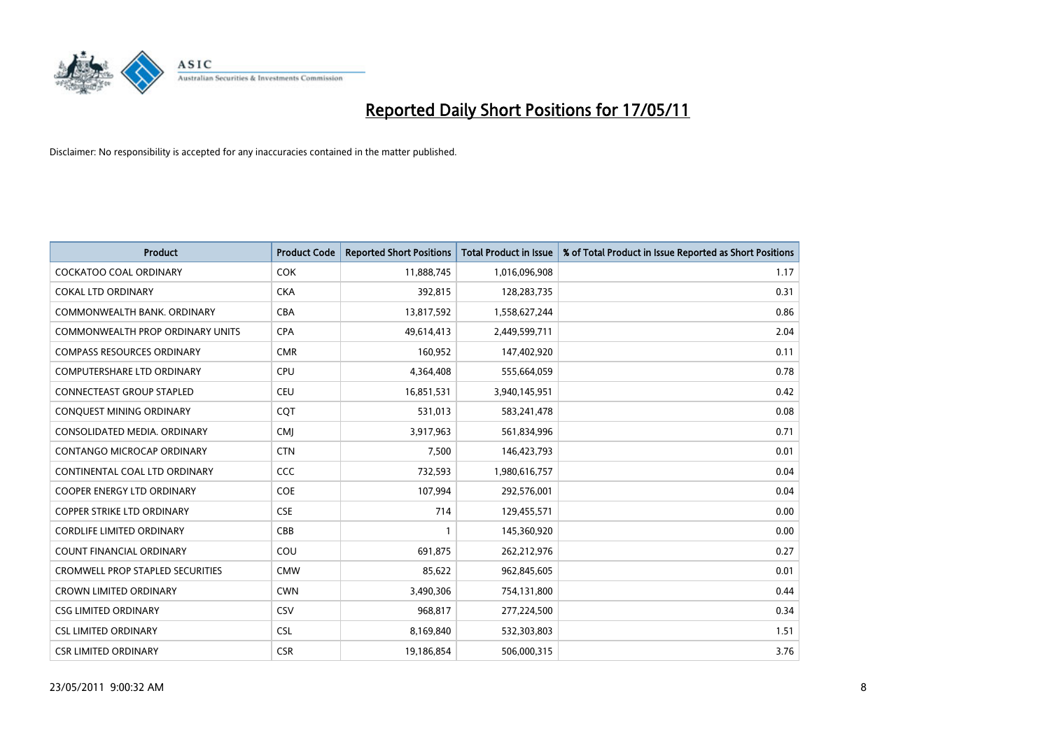# Reported Daily Short Positions for 17/05/11

Disclaimer: No responsibility is accepted for any inaccuracies contained in the matter published.

| Product | Product Code | Reported Short Positions | Total Product in Issue | % of Total Product in Issue Reported as Short Positions |
|---|---|---|---|---|
| COCKATOO COAL ORDINARY | COK | 11,888,745 | 1,016,096,908 | 1.17 |
| COKAL LTD ORDINARY | CKA | 392,815 | 128,283,735 | 0.31 |
| COMMONWEALTH BANK. ORDINARY | CBA | 13,817,592 | 1,558,627,244 | 0.86 |
| COMMONWEALTH PROP ORDINARY UNITS | CPA | 49,614,413 | 2,449,599,711 | 2.04 |
| COMPASS RESOURCES ORDINARY | CMR | 160,952 | 147,402,920 | 0.11 |
| COMPUTERSHARE LTD ORDINARY | CPU | 4,364,408 | 555,664,059 | 0.78 |
| CONNECTEAST GROUP STAPLED | CEU | 16,851,531 | 3,940,145,951 | 0.42 |
| CONQUEST MINING ORDINARY | CQT | 531,013 | 583,241,478 | 0.08 |
| CONSOLIDATED MEDIA. ORDINARY | CMJ | 3,917,963 | 561,834,996 | 0.71 |
| CONTANGO MICROCAP ORDINARY | CTN | 7,500 | 146,423,793 | 0.01 |
| CONTINENTAL COAL LTD ORDINARY | CCC | 732,593 | 1,980,616,757 | 0.04 |
| COOPER ENERGY LTD ORDINARY | COE | 107,994 | 292,576,001 | 0.04 |
| COPPER STRIKE LTD ORDINARY | CSE | 714 | 129,455,571 | 0.00 |
| CORDLIFE LIMITED ORDINARY | CBB | 1 | 145,360,920 | 0.00 |
| COUNT FINANCIAL ORDINARY | COU | 691,875 | 262,212,976 | 0.27 |
| CROMWELL PROP STAPLED SECURITIES | CMW | 85,622 | 962,845,605 | 0.01 |
| CROWN LIMITED ORDINARY | CWN | 3,490,306 | 754,131,800 | 0.44 |
| CSG LIMITED ORDINARY | CSV | 968,817 | 277,224,500 | 0.34 |
| CSL LIMITED ORDINARY | CSL | 8,169,840 | 532,303,803 | 1.51 |
| CSR LIMITED ORDINARY | CSR | 19,186,854 | 506,000,315 | 3.76 |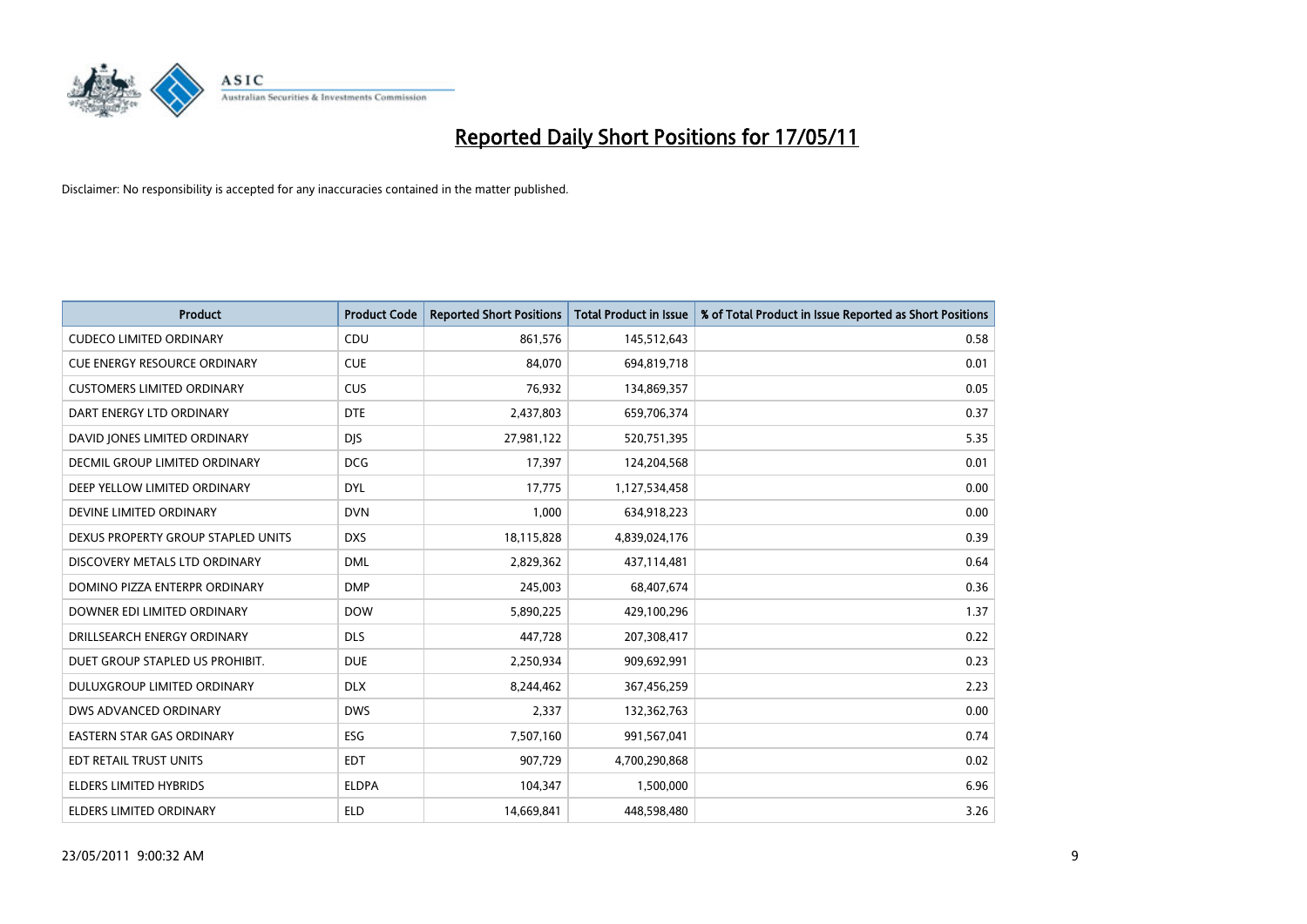# Reported Daily Short Positions for 17/05/11

Disclaimer: No responsibility is accepted for any inaccuracies contained in the matter published.

| Product | Product Code | Reported Short Positions | Total Product in Issue | % of Total Product in Issue Reported as Short Positions |
|---|---|---|---|---|
| CUDECO LIMITED ORDINARY | CDU | 861,576 | 145,512,643 | 0.58 |
| CUE ENERGY RESOURCE ORDINARY | CUE | 84,070 | 694,819,718 | 0.01 |
| CUSTOMERS LIMITED ORDINARY | CUS | 76,932 | 134,869,357 | 0.05 |
| DART ENERGY LTD ORDINARY | DTE | 2,437,803 | 659,706,374 | 0.37 |
| DAVID JONES LIMITED ORDINARY | DJS | 27,981,122 | 520,751,395 | 5.35 |
| DECMIL GROUP LIMITED ORDINARY | DCG | 17,397 | 124,204,568 | 0.01 |
| DEEP YELLOW LIMITED ORDINARY | DYL | 17,775 | 1,127,534,458 | 0.00 |
| DEVINE LIMITED ORDINARY | DVN | 1,000 | 634,918,223 | 0.00 |
| DEXUS PROPERTY GROUP STAPLED UNITS | DXS | 18,115,828 | 4,839,024,176 | 0.39 |
| DISCOVERY METALS LTD ORDINARY | DML | 2,829,362 | 437,114,481 | 0.64 |
| DOMINO PIZZA ENTERPR ORDINARY | DMP | 245,003 | 68,407,674 | 0.36 |
| DOWNER EDI LIMITED ORDINARY | DOW | 5,890,225 | 429,100,296 | 1.37 |
| DRILLSEARCH ENERGY ORDINARY | DLS | 447,728 | 207,308,417 | 0.22 |
| DUET GROUP STAPLED US PROHIBIT. | DUE | 2,250,934 | 909,692,991 | 0.23 |
| DULUXGROUP LIMITED ORDINARY | DLX | 8,244,462 | 367,456,259 | 2.23 |
| DWS ADVANCED ORDINARY | DWS | 2,337 | 132,362,763 | 0.00 |
| EASTERN STAR GAS ORDINARY | ESG | 7,507,160 | 991,567,041 | 0.74 |
| EDT RETAIL TRUST UNITS | EDT | 907,729 | 4,700,290,868 | 0.02 |
| ELDERS LIMITED HYBRIDS | ELDPA | 104,347 | 1,500,000 | 6.96 |
| ELDERS LIMITED ORDINARY | ELD | 14,669,841 | 448,598,480 | 3.26 |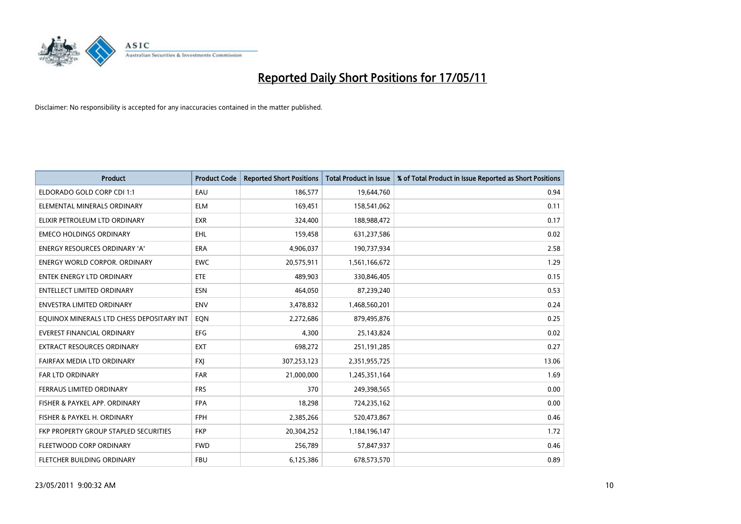# Reported Daily Short Positions for 17/05/11

Disclaimer: No responsibility is accepted for any inaccuracies contained in the matter published.

| Product | Product Code | Reported Short Positions | Total Product in Issue | % of Total Product in Issue Reported as Short Positions |
|---|---|---|---|---|
| ELDORADO GOLD CORP CDI 1:1 | EAU | 186,577 | 19,644,760 | 0.94 |
| ELEMENTAL MINERALS ORDINARY | ELM | 169,451 | 158,541,062 | 0.11 |
| ELIXIR PETROLEUM LTD ORDINARY | EXR | 324,400 | 188,988,472 | 0.17 |
| EMECO HOLDINGS ORDINARY | EHL | 159,458 | 631,237,586 | 0.02 |
| ENERGY RESOURCES ORDINARY 'A' | ERA | 4,906,037 | 190,737,934 | 2.58 |
| ENERGY WORLD CORPOR. ORDINARY | EWC | 20,575,911 | 1,561,166,672 | 1.29 |
| ENTEK ENERGY LTD ORDINARY | ETE | 489,903 | 330,846,405 | 0.15 |
| ENTELLECT LIMITED ORDINARY | ESN | 464,050 | 87,239,240 | 0.53 |
| ENVESTRA LIMITED ORDINARY | ENV | 3,478,832 | 1,468,560,201 | 0.24 |
| EQUINOX MINERALS LTD CHESS DEPOSITARY INT | EQN | 2,272,686 | 879,495,876 | 0.25 |
| EVEREST FINANCIAL ORDINARY | EFG | 4,300 | 25,143,824 | 0.02 |
| EXTRACT RESOURCES ORDINARY | EXT | 698,272 | 251,191,285 | 0.27 |
| FAIRFAX MEDIA LTD ORDINARY | FXJ | 307,253,123 | 2,351,955,725 | 13.06 |
| FAR LTD ORDINARY | FAR | 21,000,000 | 1,245,351,164 | 1.69 |
| FERRAUS LIMITED ORDINARY | FRS | 370 | 249,398,565 | 0.00 |
| FISHER & PAYKEL APP. ORDINARY | FPA | 18,298 | 724,235,162 | 0.00 |
| FISHER & PAYKEL H. ORDINARY | FPH | 2,385,266 | 520,473,867 | 0.46 |
| FKP PROPERTY GROUP STAPLED SECURITIES | FKP | 20,304,252 | 1,184,196,147 | 1.72 |
| FLEETWOOD CORP ORDINARY | FWD | 256,789 | 57,847,937 | 0.46 |
| FLETCHER BUILDING ORDINARY | FBU | 6,125,386 | 678,573,570 | 0.89 |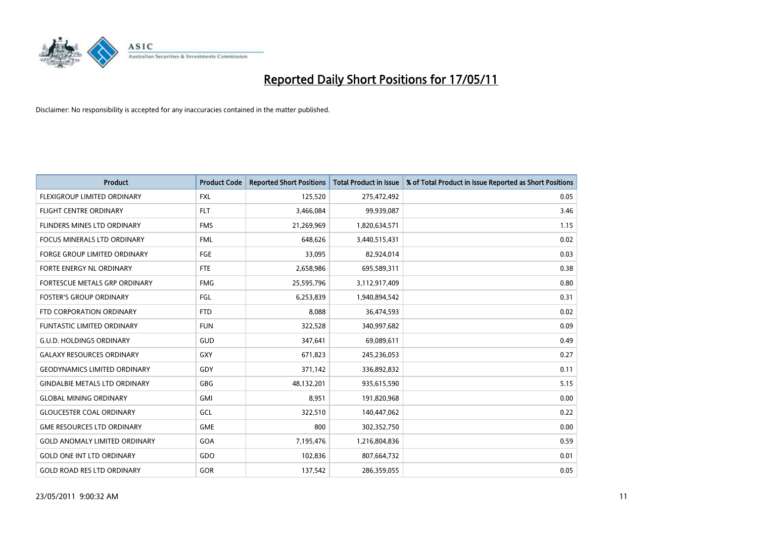# Reported Daily Short Positions for 17/05/11

Disclaimer: No responsibility is accepted for any inaccuracies contained in the matter published.

| Product | Product Code | Reported Short Positions | Total Product in Issue | % of Total Product in Issue Reported as Short Positions |
|---|---|---|---|---|
| FLEXIGROUP LIMITED ORDINARY | FXL | 125,520 | 275,472,492 | 0.05 |
| FLIGHT CENTRE ORDINARY | FLT | 3,466,084 | 99,939,087 | 3.46 |
| FLINDERS MINES LTD ORDINARY | FMS | 21,269,969 | 1,820,634,571 | 1.15 |
| FOCUS MINERALS LTD ORDINARY | FML | 648,626 | 3,440,515,431 | 0.02 |
| FORGE GROUP LIMITED ORDINARY | FGE | 33,095 | 82,924,014 | 0.03 |
| FORTE ENERGY NL ORDINARY | FTE | 2,658,986 | 695,589,311 | 0.38 |
| FORTESCUE METALS GRP ORDINARY | FMG | 25,595,796 | 3,112,917,409 | 0.80 |
| FOSTER'S GROUP ORDINARY | FGL | 6,253,839 | 1,940,894,542 | 0.31 |
| FTD CORPORATION ORDINARY | FTD | 8,088 | 36,474,593 | 0.02 |
| FUNTASTIC LIMITED ORDINARY | FUN | 322,528 | 340,997,682 | 0.09 |
| G.U.D. HOLDINGS ORDINARY | GUD | 347,641 | 69,089,611 | 0.49 |
| GALAXY RESOURCES ORDINARY | GXY | 671,823 | 245,236,053 | 0.27 |
| GEODYNAMICS LIMITED ORDINARY | GDY | 371,142 | 336,892,832 | 0.11 |
| GINDALBIE METALS LTD ORDINARY | GBG | 48,132,201 | 935,615,590 | 5.15 |
| GLOBAL MINING ORDINARY | GMI | 8,951 | 191,820,968 | 0.00 |
| GLOUCESTER COAL ORDINARY | GCL | 322,510 | 140,447,062 | 0.22 |
| GME RESOURCES LTD ORDINARY | GME | 800 | 302,352,750 | 0.00 |
| GOLD ANOMALY LIMITED ORDINARY | GOA | 7,195,476 | 1,216,804,836 | 0.59 |
| GOLD ONE INT LTD ORDINARY | GDO | 102,836 | 807,664,732 | 0.01 |
| GOLD ROAD RES LTD ORDINARY | GOR | 137,542 | 286,359,055 | 0.05 |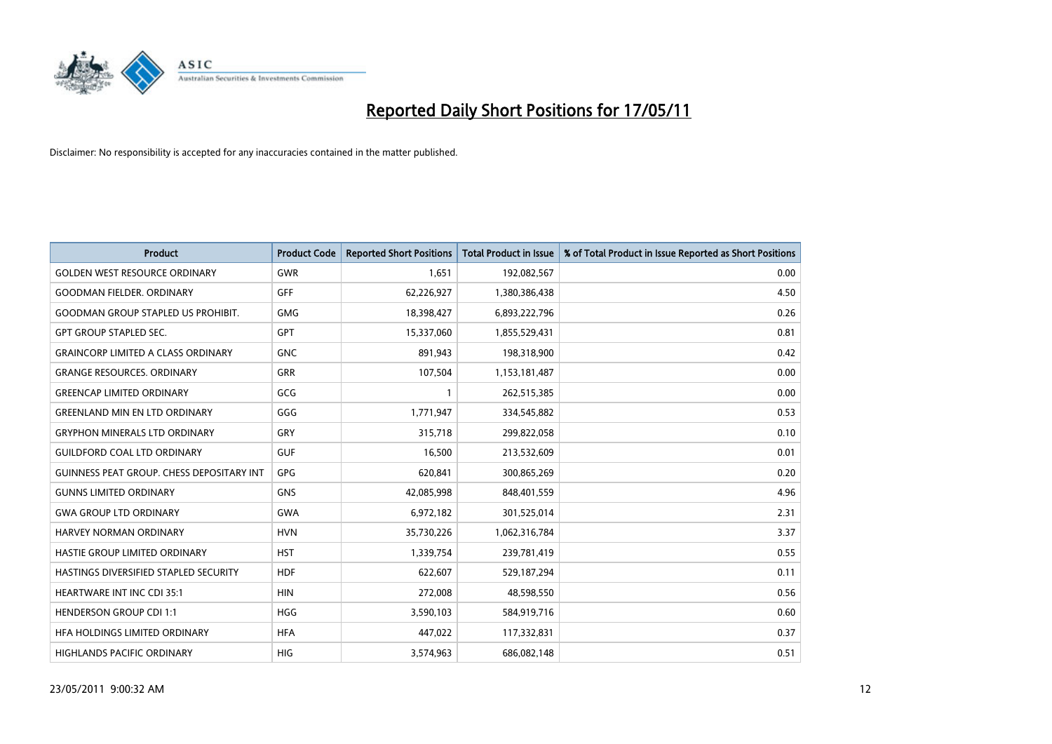# Reported Daily Short Positions for 17/05/11

Disclaimer: No responsibility is accepted for any inaccuracies contained in the matter published.

| Product | Product Code | Reported Short Positions | Total Product in Issue | % of Total Product in Issue Reported as Short Positions |
|---|---|---|---|---|
| GOLDEN WEST RESOURCE ORDINARY | GWR | 1,651 | 192,082,567 | 0.00 |
| GOODMAN FIELDER. ORDINARY | GFF | 62,226,927 | 1,380,386,438 | 4.50 |
| GOODMAN GROUP STAPLED US PROHIBIT. | GMG | 18,398,427 | 6,893,222,796 | 0.26 |
| GPT GROUP STAPLED SEC. | GPT | 15,337,060 | 1,855,529,431 | 0.81 |
| GRAINCORP LIMITED A CLASS ORDINARY | GNC | 891,943 | 198,318,900 | 0.42 |
| GRANGE RESOURCES. ORDINARY | GRR | 107,504 | 1,153,181,487 | 0.00 |
| GREENCAP LIMITED ORDINARY | GCG | 1 | 262,515,385 | 0.00 |
| GREENLAND MIN EN LTD ORDINARY | GGG | 1,771,947 | 334,545,882 | 0.53 |
| GRYPHON MINERALS LTD ORDINARY | GRY | 315,718 | 299,822,058 | 0.10 |
| GUILDFORD COAL LTD ORDINARY | GUF | 16,500 | 213,532,609 | 0.01 |
| GUINNESS PEAT GROUP. CHESS DEPOSITARY INT | GPG | 620,841 | 300,865,269 | 0.20 |
| GUNNS LIMITED ORDINARY | GNS | 42,085,998 | 848,401,559 | 4.96 |
| GWA GROUP LTD ORDINARY | GWA | 6,972,182 | 301,525,014 | 2.31 |
| HARVEY NORMAN ORDINARY | HVN | 35,730,226 | 1,062,316,784 | 3.37 |
| HASTIE GROUP LIMITED ORDINARY | HST | 1,339,754 | 239,781,419 | 0.55 |
| HASTINGS DIVERSIFIED STAPLED SECURITY | HDF | 622,607 | 529,187,294 | 0.11 |
| HEARTWARE INT INC CDI 35:1 | HIN | 272,008 | 48,598,550 | 0.56 |
| HENDERSON GROUP CDI 1:1 | HGG | 3,590,103 | 584,919,716 | 0.60 |
| HFA HOLDINGS LIMITED ORDINARY | HFA | 447,022 | 117,332,831 | 0.37 |
| HIGHLANDS PACIFIC ORDINARY | HIG | 3,574,963 | 686,082,148 | 0.51 |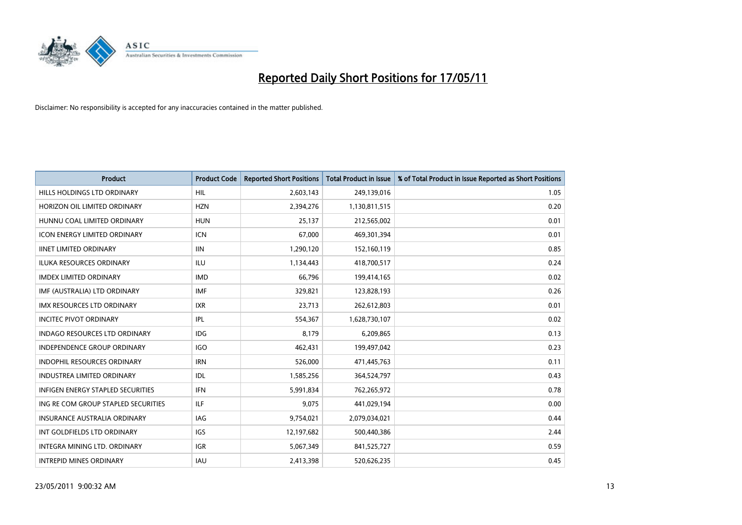# Reported Daily Short Positions for 17/05/11

Disclaimer: No responsibility is accepted for any inaccuracies contained in the matter published.

| Product | Product Code | Reported Short Positions | Total Product in Issue | % of Total Product in Issue Reported as Short Positions |
|---|---|---|---|---|
| HILLS HOLDINGS LTD ORDINARY | HIL | 2,603,143 | 249,139,016 | 1.05 |
| HORIZON OIL LIMITED ORDINARY | HZN | 2,394,276 | 1,130,811,515 | 0.20 |
| HUNNU COAL LIMITED ORDINARY | HUN | 25,137 | 212,565,002 | 0.01 |
| ICON ENERGY LIMITED ORDINARY | ICN | 67,000 | 469,301,394 | 0.01 |
| IINET LIMITED ORDINARY | IIN | 1,290,120 | 152,160,119 | 0.85 |
| ILUKA RESOURCES ORDINARY | ILU | 1,134,443 | 418,700,517 | 0.24 |
| IMDEX LIMITED ORDINARY | IMD | 66,796 | 199,414,165 | 0.02 |
| IMF (AUSTRALIA) LTD ORDINARY | IMF | 329,821 | 123,828,193 | 0.26 |
| IMX RESOURCES LTD ORDINARY | IXR | 23,713 | 262,612,803 | 0.01 |
| INCITEC PIVOT ORDINARY | IPL | 554,367 | 1,628,730,107 | 0.02 |
| INDAGO RESOURCES LTD ORDINARY | IDG | 8,179 | 6,209,865 | 0.13 |
| INDEPENDENCE GROUP ORDINARY | IGO | 462,431 | 199,497,042 | 0.23 |
| INDOPHIL RESOURCES ORDINARY | IRN | 526,000 | 471,445,763 | 0.11 |
| INDUSTREA LIMITED ORDINARY | IDL | 1,585,256 | 364,524,797 | 0.43 |
| INFIGEN ENERGY STAPLED SECURITIES | IFN | 5,991,834 | 762,265,972 | 0.78 |
| ING RE COM GROUP STAPLED SECURITIES | ILF | 9,075 | 441,029,194 | 0.00 |
| INSURANCE AUSTRALIA ORDINARY | IAG | 9,754,021 | 2,079,034,021 | 0.44 |
| INT GOLDFIELDS LTD ORDINARY | IGS | 12,197,682 | 500,440,386 | 2.44 |
| INTEGRA MINING LTD. ORDINARY | IGR | 5,067,349 | 841,525,727 | 0.59 |
| INTREPID MINES ORDINARY | IAU | 2,413,398 | 520,626,235 | 0.45 |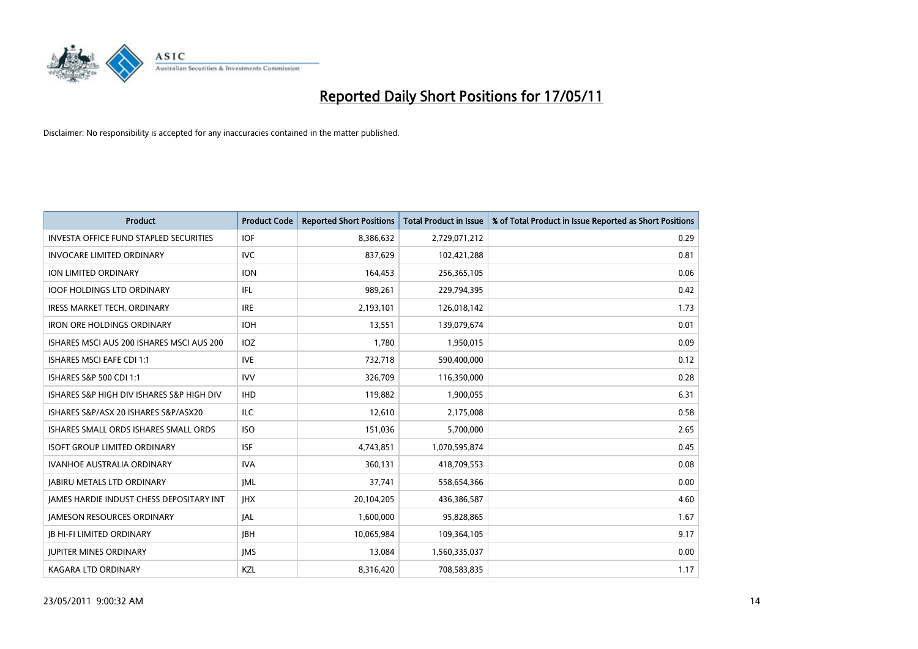# Reported Daily Short Positions for 17/05/11

Disclaimer: No responsibility is accepted for any inaccuracies contained in the matter published.

| Product | Product Code | Reported Short Positions | Total Product in Issue | % of Total Product in Issue Reported as Short Positions |
|---|---|---|---|---|
| INVESTA OFFICE FUND STAPLED SECURITIES | IOF | 8,386,632 | 2,729,071,212 | 0.29 |
| INVOCARE LIMITED ORDINARY | IVC | 837,629 | 102,421,288 | 0.81 |
| ION LIMITED ORDINARY | ION | 164,453 | 256,365,105 | 0.06 |
| IOOF HOLDINGS LTD ORDINARY | IFL | 989,261 | 229,794,395 | 0.42 |
| IRESS MARKET TECH. ORDINARY | IRE | 2,193,101 | 126,018,142 | 1.73 |
| IRON ORE HOLDINGS ORDINARY | IOH | 13,551 | 139,079,674 | 0.01 |
| ISHARES MSCI AUS 200 ISHARES MSCI AUS 200 | IOZ | 1,780 | 1,950,015 | 0.09 |
| ISHARES MSCI EAFE CDI 1:1 | IVE | 732,718 | 590,400,000 | 0.12 |
| ISHARES S&P 500 CDI 1:1 | IVV | 326,709 | 116,350,000 | 0.28 |
| ISHARES S&P HIGH DIV ISHARES S&P HIGH DIV | IHD | 119,882 | 1,900,055 | 6.31 |
| ISHARES S&P/ASX 20 ISHARES S&P/ASX20 | ILC | 12,610 | 2,175,008 | 0.58 |
| ISHARES SMALL ORDS ISHARES SMALL ORDS | ISO | 151,036 | 5,700,000 | 2.65 |
| ISOFT GROUP LIMITED ORDINARY | ISF | 4,743,851 | 1,070,595,874 | 0.45 |
| IVANHOE AUSTRALIA ORDINARY | IVA | 360,131 | 418,709,553 | 0.08 |
| JABIRU METALS LTD ORDINARY | JML | 37,741 | 558,654,366 | 0.00 |
| JAMES HARDIE INDUST CHESS DEPOSITARY INT | JHX | 20,104,205 | 436,386,587 | 4.60 |
| JAMESON RESOURCES ORDINARY | JAL | 1,600,000 | 95,828,865 | 1.67 |
| JB HI-FI LIMITED ORDINARY | JBH | 10,065,984 | 109,364,105 | 9.17 |
| JUPITER MINES ORDINARY | JMS | 13,084 | 1,560,335,037 | 0.00 |
| KAGARA LTD ORDINARY | KZL | 8,316,420 | 708,583,835 | 1.17 |

23/05/2011 9:00:32 AM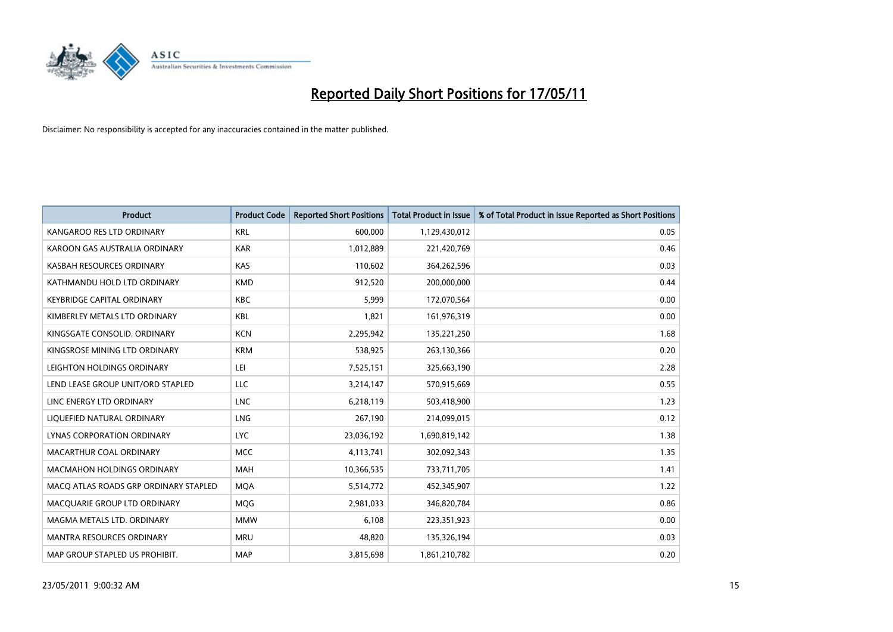# Reported Daily Short Positions for 17/05/11

Disclaimer: No responsibility is accepted for any inaccuracies contained in the matter published.

| Product | Product Code | Reported Short Positions | Total Product in Issue | % of Total Product in Issue Reported as Short Positions |
|---|---|---|---|---|
| KANGAROO RES LTD ORDINARY | KRL | 600,000 | 1,129,430,012 | 0.05 |
| KAROON GAS AUSTRALIA ORDINARY | KAR | 1,012,889 | 221,420,769 | 0.46 |
| KASBAH RESOURCES ORDINARY | KAS | 110,602 | 364,262,596 | 0.03 |
| KATHMANDU HOLD LTD ORDINARY | KMD | 912,520 | 200,000,000 | 0.44 |
| KEYBRIDGE CAPITAL ORDINARY | KBC | 5,999 | 172,070,564 | 0.00 |
| KIMBERLEY METALS LTD ORDINARY | KBL | 1,821 | 161,976,319 | 0.00 |
| KINGSGATE CONSOLID. ORDINARY | KCN | 2,295,942 | 135,221,250 | 1.68 |
| KINGSROSE MINING LTD ORDINARY | KRM | 538,925 | 263,130,366 | 0.20 |
| LEIGHTON HOLDINGS ORDINARY | LEI | 7,525,151 | 325,663,190 | 2.28 |
| LEND LEASE GROUP UNIT/ORD STAPLED | LLC | 3,214,147 | 570,915,669 | 0.55 |
| LINC ENERGY LTD ORDINARY | LNC | 6,218,119 | 503,418,900 | 1.23 |
| LIQUEFIED NATURAL ORDINARY | LNG | 267,190 | 214,099,015 | 0.12 |
| LYNAS CORPORATION ORDINARY | LYC | 23,036,192 | 1,690,819,142 | 1.38 |
| MACARTHUR COAL ORDINARY | MCC | 4,113,741 | 302,092,343 | 1.35 |
| MACMAHON HOLDINGS ORDINARY | MAH | 10,366,535 | 733,711,705 | 1.41 |
| MACQ ATLAS ROADS GRP ORDINARY STAPLED | MQA | 5,514,772 | 452,345,907 | 1.22 |
| MACQUARIE GROUP LTD ORDINARY | MQG | 2,981,033 | 346,820,784 | 0.86 |
| MAGMA METALS LTD. ORDINARY | MMW | 6,108 | 223,351,923 | 0.00 |
| MANTRA RESOURCES ORDINARY | MRU | 48,820 | 135,326,194 | 0.03 |
| MAP GROUP STAPLED US PROHIBIT. | MAP | 3,815,698 | 1,861,210,782 | 0.20 |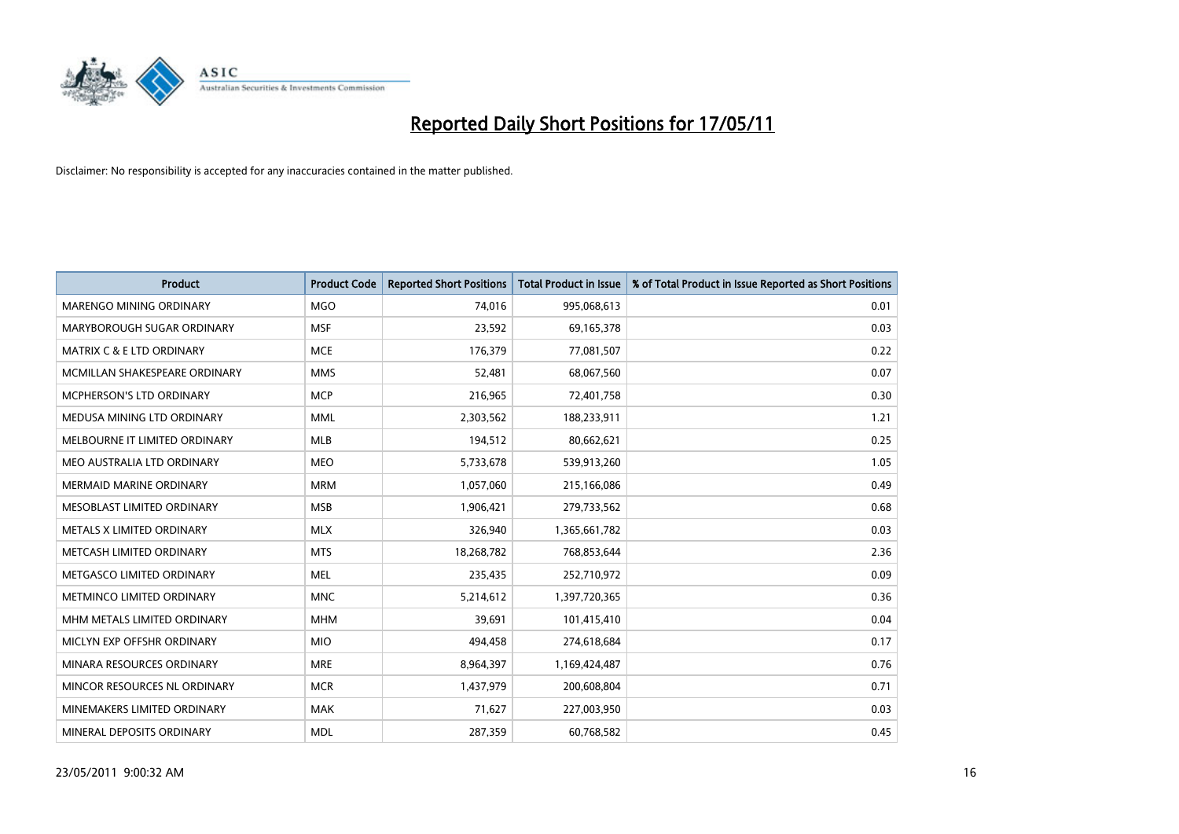# Reported Daily Short Positions for 17/05/11

Disclaimer: No responsibility is accepted for any inaccuracies contained in the matter published.

| Product | Product Code | Reported Short Positions | Total Product in Issue | % of Total Product in Issue Reported as Short Positions |
|---|---|---|---|---|
| MARENGO MINING ORDINARY | MGO | 74,016 | 995,068,613 | 0.01 |
| MARYBOROUGH SUGAR ORDINARY | MSF | 23,592 | 69,165,378 | 0.03 |
| MATRIX C & E LTD ORDINARY | MCE | 176,379 | 77,081,507 | 0.22 |
| MCMILLAN SHAKESPEARE ORDINARY | MMS | 52,481 | 68,067,560 | 0.07 |
| MCPHERSON'S LTD ORDINARY | MCP | 216,965 | 72,401,758 | 0.30 |
| MEDUSA MINING LTD ORDINARY | MML | 2,303,562 | 188,233,911 | 1.21 |
| MELBOURNE IT LIMITED ORDINARY | MLB | 194,512 | 80,662,621 | 0.25 |
| MEO AUSTRALIA LTD ORDINARY | MEO | 5,733,678 | 539,913,260 | 1.05 |
| MERMAID MARINE ORDINARY | MRM | 1,057,060 | 215,166,086 | 0.49 |
| MESOBLAST LIMITED ORDINARY | MSB | 1,906,421 | 279,733,562 | 0.68 |
| METALS X LIMITED ORDINARY | MLX | 326,940 | 1,365,661,782 | 0.03 |
| METCASH LIMITED ORDINARY | MTS | 18,268,782 | 768,853,644 | 2.36 |
| METGASCO LIMITED ORDINARY | MEL | 235,435 | 252,710,972 | 0.09 |
| METMINCO LIMITED ORDINARY | MNC | 5,214,612 | 1,397,720,365 | 0.36 |
| MHM METALS LIMITED ORDINARY | MHM | 39,691 | 101,415,410 | 0.04 |
| MICLYN EXP OFFSHR ORDINARY | MIO | 494,458 | 274,618,684 | 0.17 |
| MINARA RESOURCES ORDINARY | MRE | 8,964,397 | 1,169,424,487 | 0.76 |
| MINCOR RESOURCES NL ORDINARY | MCR | 1,437,979 | 200,608,804 | 0.71 |
| MINEMAKERS LIMITED ORDINARY | MAK | 71,627 | 227,003,950 | 0.03 |
| MINERAL DEPOSITS ORDINARY | MDL | 287,359 | 60,768,582 | 0.45 |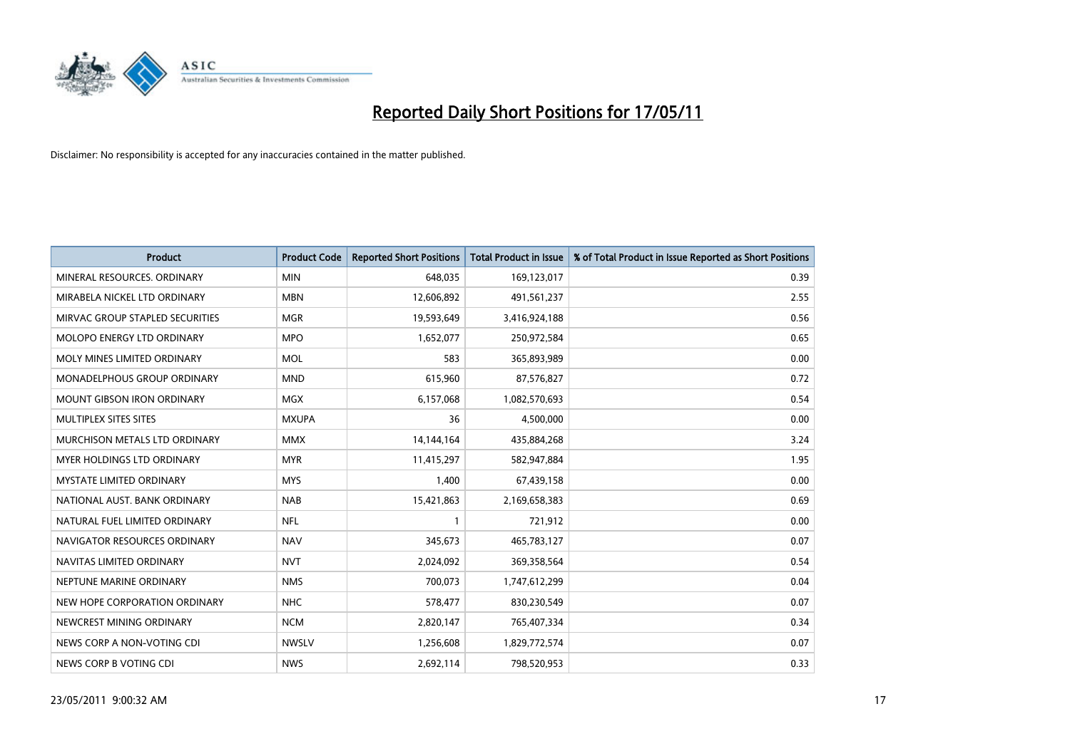# Reported Daily Short Positions for 17/05/11

Disclaimer: No responsibility is accepted for any inaccuracies contained in the matter published.

| Product | Product Code | Reported Short Positions | Total Product in Issue | % of Total Product in Issue Reported as Short Positions |
|---|---|---|---|---|
| MINERAL RESOURCES. ORDINARY | MIN | 648,035 | 169,123,017 | 0.39 |
| MIRABELA NICKEL LTD ORDINARY | MBN | 12,606,892 | 491,561,237 | 2.55 |
| MIRVAC GROUP STAPLED SECURITIES | MGR | 19,593,649 | 3,416,924,188 | 0.56 |
| MOLOPO ENERGY LTD ORDINARY | MPO | 1,652,077 | 250,972,584 | 0.65 |
| MOLY MINES LIMITED ORDINARY | MOL | 583 | 365,893,989 | 0.00 |
| MONADELPHOUS GROUP ORDINARY | MND | 615,960 | 87,576,827 | 0.72 |
| MOUNT GIBSON IRON ORDINARY | MGX | 6,157,068 | 1,082,570,693 | 0.54 |
| MULTIPLEX SITES SITES | MXUPA | 36 | 4,500,000 | 0.00 |
| MURCHISON METALS LTD ORDINARY | MMX | 14,144,164 | 435,884,268 | 3.24 |
| MYER HOLDINGS LTD ORDINARY | MYR | 11,415,297 | 582,947,884 | 1.95 |
| MYSTATE LIMITED ORDINARY | MYS | 1,400 | 67,439,158 | 0.00 |
| NATIONAL AUST. BANK ORDINARY | NAB | 15,421,863 | 2,169,658,383 | 0.69 |
| NATURAL FUEL LIMITED ORDINARY | NFL | 1 | 721,912 | 0.00 |
| NAVIGATOR RESOURCES ORDINARY | NAV | 345,673 | 465,783,127 | 0.07 |
| NAVITAS LIMITED ORDINARY | NVT | 2,024,092 | 369,358,564 | 0.54 |
| NEPTUNE MARINE ORDINARY | NMS | 700,073 | 1,747,612,299 | 0.04 |
| NEW HOPE CORPORATION ORDINARY | NHC | 578,477 | 830,230,549 | 0.07 |
| NEWCREST MINING ORDINARY | NCM | 2,820,147 | 765,407,334 | 0.34 |
| NEWS CORP A NON-VOTING CDI | NWSLV | 1,256,608 | 1,829,772,574 | 0.07 |
| NEWS CORP B VOTING CDI | NWS | 2,692,114 | 798,520,953 | 0.33 |

23/05/2011 9:00:32 AM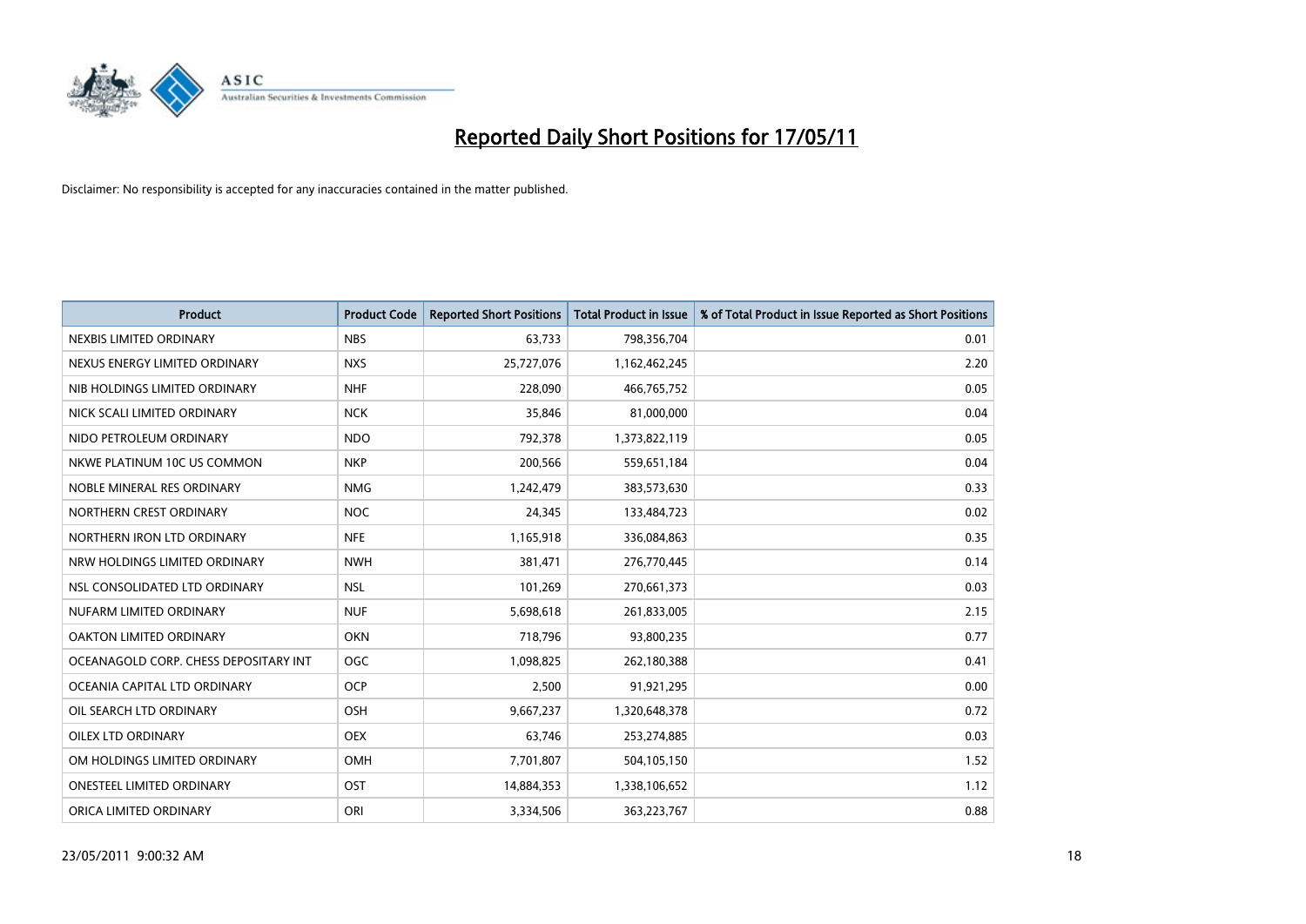# Reported Daily Short Positions for 17/05/11

Disclaimer: No responsibility is accepted for any inaccuracies contained in the matter published.

| Product | Product Code | Reported Short Positions | Total Product in Issue | % of Total Product in Issue Reported as Short Positions |
|---|---|---|---|---|
| NEXBIS LIMITED ORDINARY | NBS | 63,733 | 798,356,704 | 0.01 |
| NEXUS ENERGY LIMITED ORDINARY | NXS | 25,727,076 | 1,162,462,245 | 2.20 |
| NIB HOLDINGS LIMITED ORDINARY | NHF | 228,090 | 466,765,752 | 0.05 |
| NICK SCALI LIMITED ORDINARY | NCK | 35,846 | 81,000,000 | 0.04 |
| NIDO PETROLEUM ORDINARY | NDO | 792,378 | 1,373,822,119 | 0.05 |
| NKWE PLATINUM 10C US COMMON | NKP | 200,566 | 559,651,184 | 0.04 |
| NOBLE MINERAL RES ORDINARY | NMG | 1,242,479 | 383,573,630 | 0.33 |
| NORTHERN CREST ORDINARY | NOC | 24,345 | 133,484,723 | 0.02 |
| NORTHERN IRON LTD ORDINARY | NFE | 1,165,918 | 336,084,863 | 0.35 |
| NRW HOLDINGS LIMITED ORDINARY | NWH | 381,471 | 276,770,445 | 0.14 |
| NSL CONSOLIDATED LTD ORDINARY | NSL | 101,269 | 270,661,373 | 0.03 |
| NUFARM LIMITED ORDINARY | NUF | 5,698,618 | 261,833,005 | 2.15 |
| OAKTON LIMITED ORDINARY | OKN | 718,796 | 93,800,235 | 0.77 |
| OCEANAGOLD CORP. CHESS DEPOSITARY INT | OGC | 1,098,825 | 262,180,388 | 0.41 |
| OCEANIA CAPITAL LTD ORDINARY | OCP | 2,500 | 91,921,295 | 0.00 |
| OIL SEARCH LTD ORDINARY | OSH | 9,667,237 | 1,320,648,378 | 0.72 |
| OILEX LTD ORDINARY | OEX | 63,746 | 253,274,885 | 0.03 |
| OM HOLDINGS LIMITED ORDINARY | OMH | 7,701,807 | 504,105,150 | 1.52 |
| ONESTEEL LIMITED ORDINARY | OST | 14,884,353 | 1,338,106,652 | 1.12 |
| ORICA LIMITED ORDINARY | ORI | 3,334,506 | 363,223,767 | 0.88 |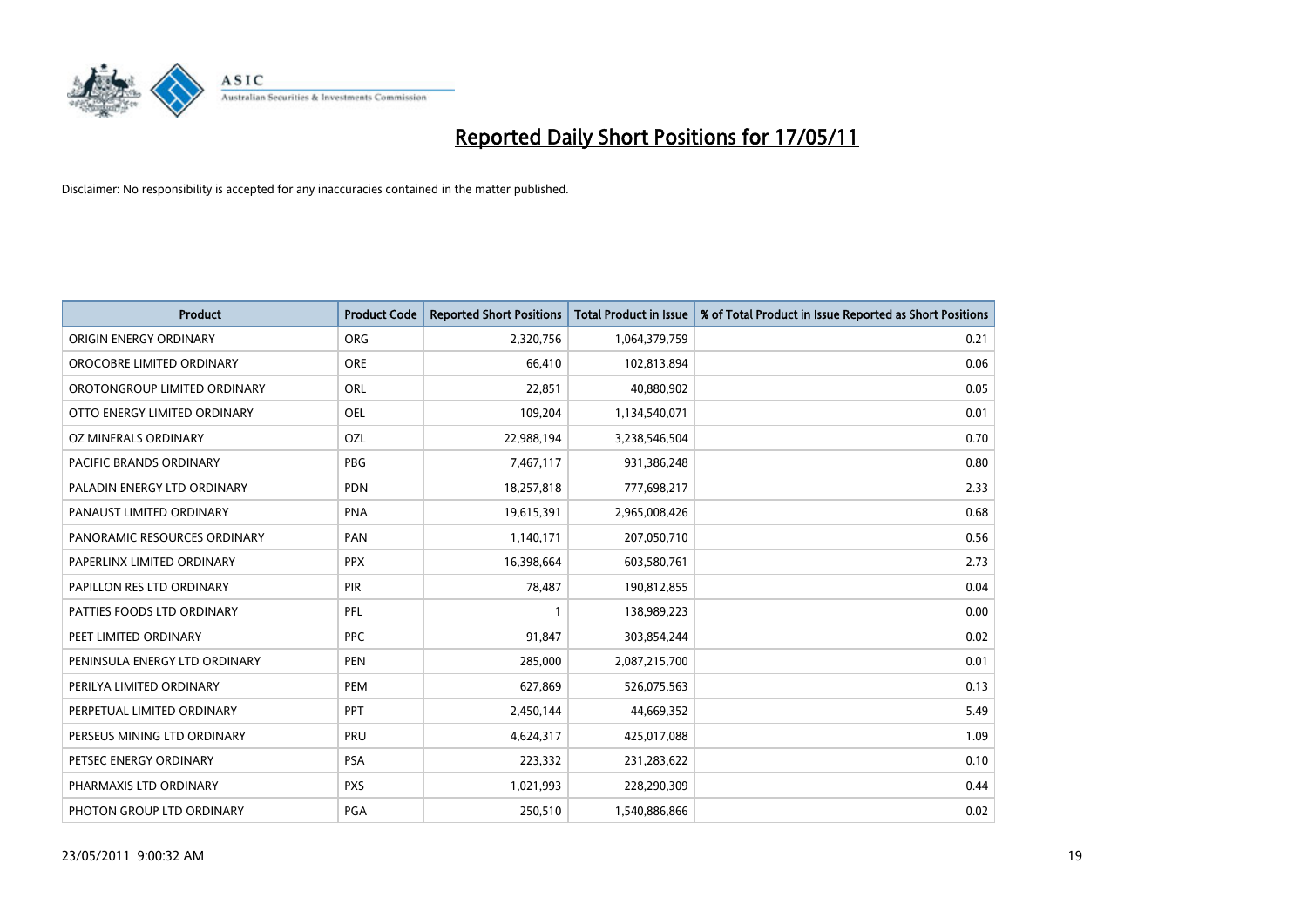# Reported Daily Short Positions for 17/05/11

Disclaimer: No responsibility is accepted for any inaccuracies contained in the matter published.

| Product | Product Code | Reported Short Positions | Total Product in Issue | % of Total Product in Issue Reported as Short Positions |
|---|---|---|---|---|
| ORIGIN ENERGY ORDINARY | ORG | 2,320,756 | 1,064,379,759 | 0.21 |
| OROCOBRE LIMITED ORDINARY | ORE | 66,410 | 102,813,894 | 0.06 |
| OROTONGROUP LIMITED ORDINARY | ORL | 22,851 | 40,880,902 | 0.05 |
| OTTO ENERGY LIMITED ORDINARY | OEL | 109,204 | 1,134,540,071 | 0.01 |
| OZ MINERALS ORDINARY | OZL | 22,988,194 | 3,238,546,504 | 0.70 |
| PACIFIC BRANDS ORDINARY | PBG | 7,467,117 | 931,386,248 | 0.80 |
| PALADIN ENERGY LTD ORDINARY | PDN | 18,257,818 | 777,698,217 | 2.33 |
| PANAUST LIMITED ORDINARY | PNA | 19,615,391 | 2,965,008,426 | 0.68 |
| PANORAMIC RESOURCES ORDINARY | PAN | 1,140,171 | 207,050,710 | 0.56 |
| PAPERLINX LIMITED ORDINARY | PPX | 16,398,664 | 603,580,761 | 2.73 |
| PAPILLON RES LTD ORDINARY | PIR | 78,487 | 190,812,855 | 0.04 |
| PATTIES FOODS LTD ORDINARY | PFL | 1 | 138,989,223 | 0.00 |
| PEET LIMITED ORDINARY | PPC | 91,847 | 303,854,244 | 0.02 |
| PENINSULA ENERGY LTD ORDINARY | PEN | 285,000 | 2,087,215,700 | 0.01 |
| PERILYA LIMITED ORDINARY | PEM | 627,869 | 526,075,563 | 0.13 |
| PERPETUAL LIMITED ORDINARY | PPT | 2,450,144 | 44,669,352 | 5.49 |
| PERSEUS MINING LTD ORDINARY | PRU | 4,624,317 | 425,017,088 | 1.09 |
| PETSEC ENERGY ORDINARY | PSA | 223,332 | 231,283,622 | 0.10 |
| PHARMAXIS LTD ORDINARY | PXS | 1,021,993 | 228,290,309 | 0.44 |
| PHOTON GROUP LTD ORDINARY | PGA | 250,510 | 1,540,886,866 | 0.02 |

23/05/2011 9:00:32 AM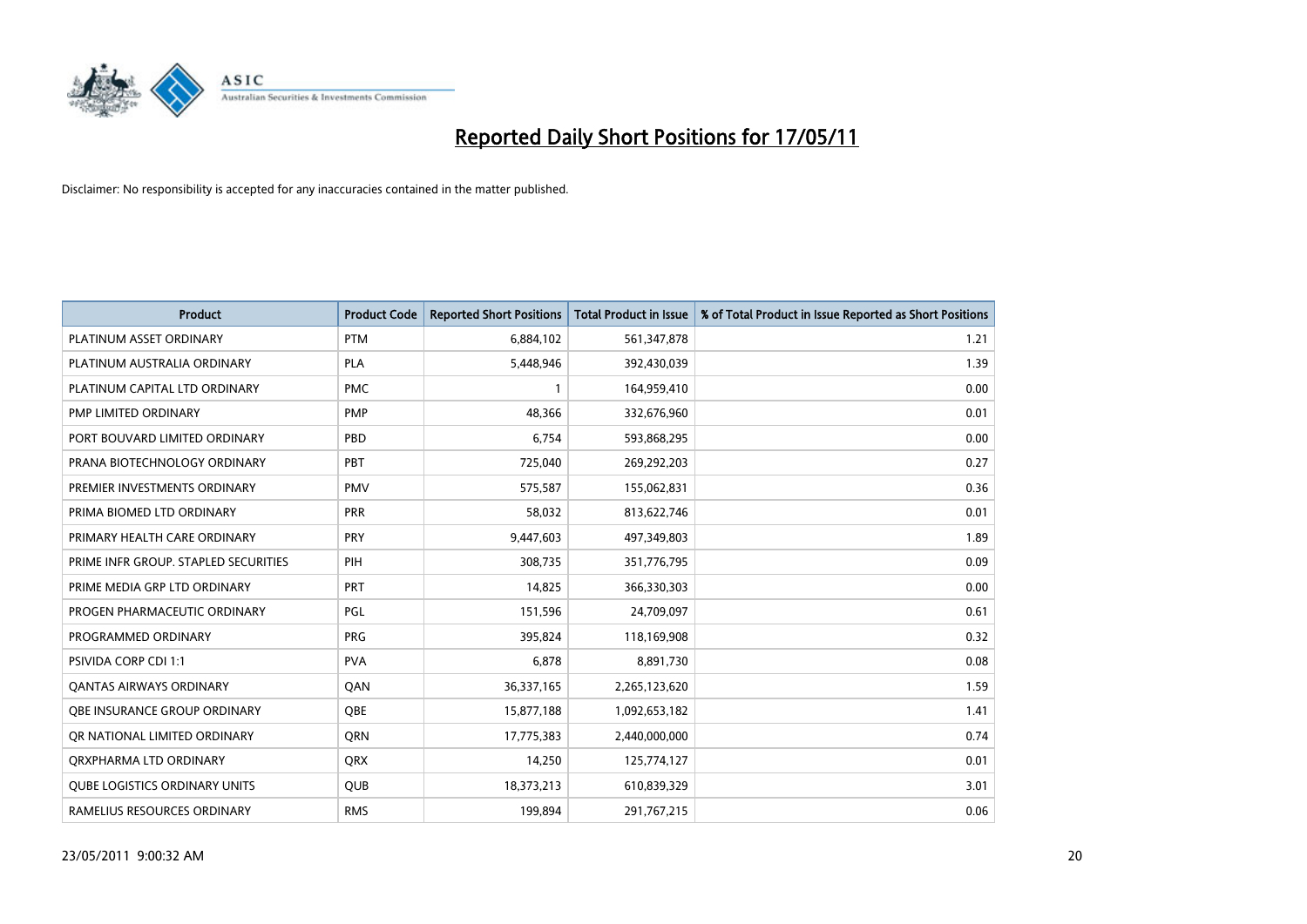# Reported Daily Short Positions for 17/05/11

Disclaimer: No responsibility is accepted for any inaccuracies contained in the matter published.

| Product | Product Code | Reported Short Positions | Total Product in Issue | % of Total Product in Issue Reported as Short Positions |
|---|---|---|---|---|
| PLATINUM ASSET ORDINARY | PTM | 6,884,102 | 561,347,878 | 1.21 |
| PLATINUM AUSTRALIA ORDINARY | PLA | 5,448,946 | 392,430,039 | 1.39 |
| PLATINUM CAPITAL LTD ORDINARY | PMC | 1 | 164,959,410 | 0.00 |
| PMP LIMITED ORDINARY | PMP | 48,366 | 332,676,960 | 0.01 |
| PORT BOUVARD LIMITED ORDINARY | PBD | 6,754 | 593,868,295 | 0.00 |
| PRANA BIOTECHNOLOGY ORDINARY | PBT | 725,040 | 269,292,203 | 0.27 |
| PREMIER INVESTMENTS ORDINARY | PMV | 575,587 | 155,062,831 | 0.36 |
| PRIMA BIOMED LTD ORDINARY | PRR | 58,032 | 813,622,746 | 0.01 |
| PRIMARY HEALTH CARE ORDINARY | PRY | 9,447,603 | 497,349,803 | 1.89 |
| PRIME INFR GROUP. STAPLED SECURITIES | PIH | 308,735 | 351,776,795 | 0.09 |
| PRIME MEDIA GRP LTD ORDINARY | PRT | 14,825 | 366,330,303 | 0.00 |
| PROGEN PHARMACEUTIC ORDINARY | PGL | 151,596 | 24,709,097 | 0.61 |
| PROGRAMMED ORDINARY | PRG | 395,824 | 118,169,908 | 0.32 |
| PSIVIDA CORP CDI 1:1 | PVA | 6,878 | 8,891,730 | 0.08 |
| QANTAS AIRWAYS ORDINARY | QAN | 36,337,165 | 2,265,123,620 | 1.59 |
| QBE INSURANCE GROUP ORDINARY | QBE | 15,877,188 | 1,092,653,182 | 1.41 |
| QR NATIONAL LIMITED ORDINARY | QRN | 17,775,383 | 2,440,000,000 | 0.74 |
| QRXPHARMA LTD ORDINARY | QRX | 14,250 | 125,774,127 | 0.01 |
| QUBE LOGISTICS ORDINARY UNITS | QUB | 18,373,213 | 610,839,329 | 3.01 |
| RAMELIUS RESOURCES ORDINARY | RMS | 199,894 | 291,767,215 | 0.06 |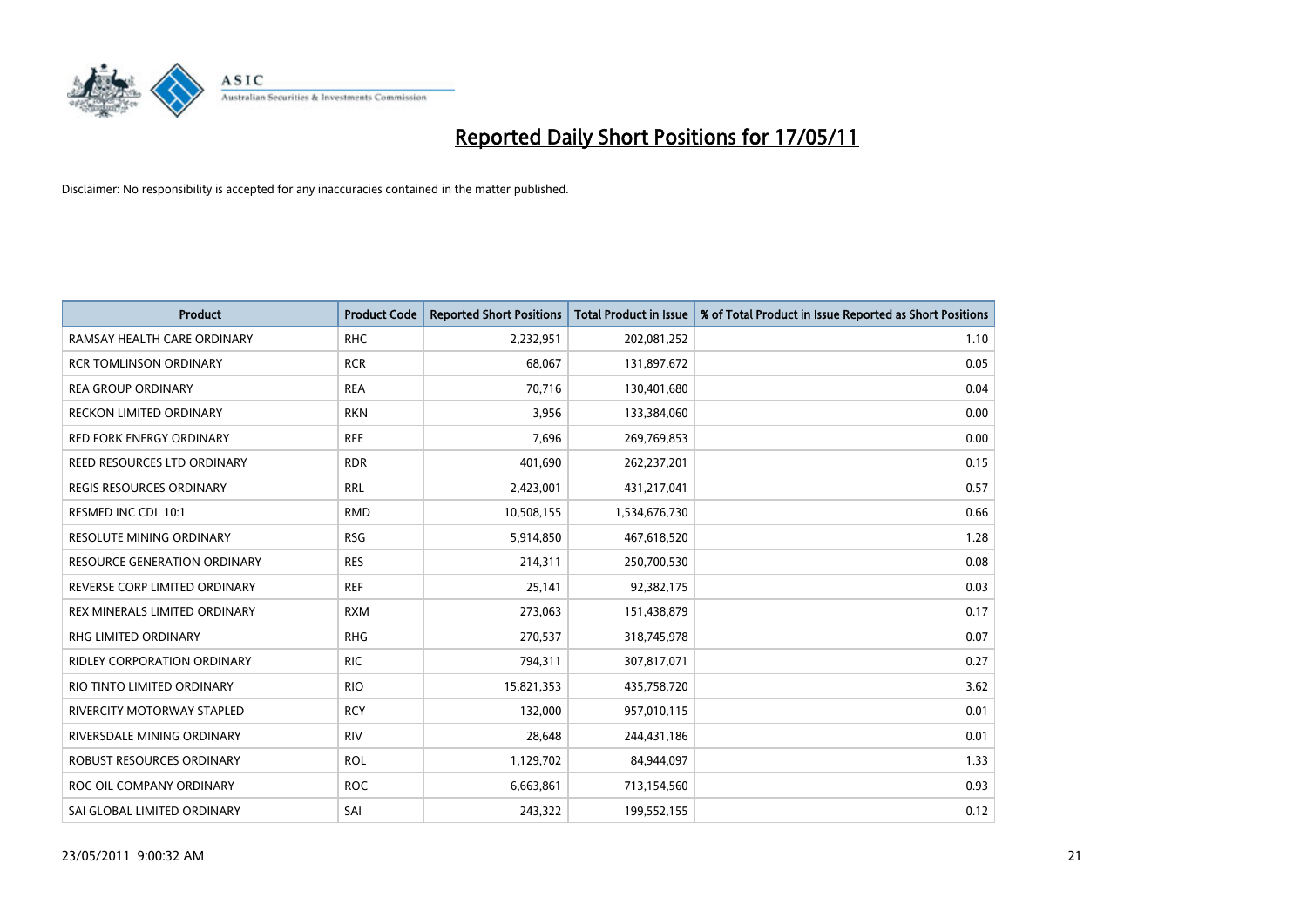# Reported Daily Short Positions for 17/05/11

Disclaimer: No responsibility is accepted for any inaccuracies contained in the matter published.

| Product | Product Code | Reported Short Positions | Total Product in Issue | % of Total Product in Issue Reported as Short Positions |
|---|---|---|---|---|
| RAMSAY HEALTH CARE ORDINARY | RHC | 2,232,951 | 202,081,252 | 1.10 |
| RCR TOMLINSON ORDINARY | RCR | 68,067 | 131,897,672 | 0.05 |
| REA GROUP ORDINARY | REA | 70,716 | 130,401,680 | 0.04 |
| RECKON LIMITED ORDINARY | RKN | 3,956 | 133,384,060 | 0.00 |
| RED FORK ENERGY ORDINARY | RFE | 7,696 | 269,769,853 | 0.00 |
| REED RESOURCES LTD ORDINARY | RDR | 401,690 | 262,237,201 | 0.15 |
| REGIS RESOURCES ORDINARY | RRL | 2,423,001 | 431,217,041 | 0.57 |
| RESMED INC CDI 10:1 | RMD | 10,508,155 | 1,534,676,730 | 0.66 |
| RESOLUTE MINING ORDINARY | RSG | 5,914,850 | 467,618,520 | 1.28 |
| RESOURCE GENERATION ORDINARY | RES | 214,311 | 250,700,530 | 0.08 |
| REVERSE CORP LIMITED ORDINARY | REF | 25,141 | 92,382,175 | 0.03 |
| REX MINERALS LIMITED ORDINARY | RXM | 273,063 | 151,438,879 | 0.17 |
| RHG LIMITED ORDINARY | RHG | 270,537 | 318,745,978 | 0.07 |
| RIDLEY CORPORATION ORDINARY | RIC | 794,311 | 307,817,071 | 0.27 |
| RIO TINTO LIMITED ORDINARY | RIO | 15,821,353 | 435,758,720 | 3.62 |
| RIVERCITY MOTORWAY STAPLED | RCY | 132,000 | 957,010,115 | 0.01 |
| RIVERSDALE MINING ORDINARY | RIV | 28,648 | 244,431,186 | 0.01 |
| ROBUST RESOURCES ORDINARY | ROL | 1,129,702 | 84,944,097 | 1.33 |
| ROC OIL COMPANY ORDINARY | ROC | 6,663,861 | 713,154,560 | 0.93 |
| SAI GLOBAL LIMITED ORDINARY | SAI | 243,322 | 199,552,155 | 0.12 |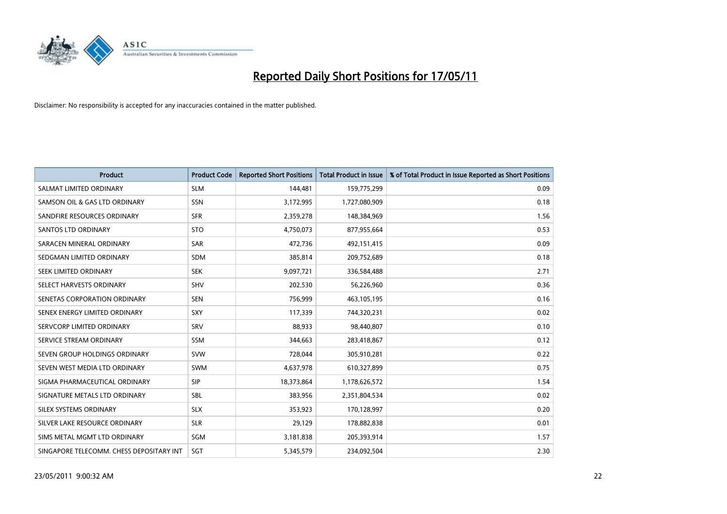# Reported Daily Short Positions for 17/05/11

Disclaimer: No responsibility is accepted for any inaccuracies contained in the matter published.

| Product | Product Code | Reported Short Positions | Total Product in Issue | % of Total Product in Issue Reported as Short Positions |
|---|---|---|---|---|
| SALMAT LIMITED ORDINARY | SLM | 144,481 | 159,775,299 | 0.09 |
| SAMSON OIL & GAS LTD ORDINARY | SSN | 3,172,995 | 1,727,080,909 | 0.18 |
| SANDFIRE RESOURCES ORDINARY | SFR | 2,359,278 | 148,384,969 | 1.56 |
| SANTOS LTD ORDINARY | STO | 4,750,073 | 877,955,664 | 0.53 |
| SARACEN MINERAL ORDINARY | SAR | 472,736 | 492,151,415 | 0.09 |
| SEDGMAN LIMITED ORDINARY | SDM | 385,814 | 209,752,689 | 0.18 |
| SEEK LIMITED ORDINARY | SEK | 9,097,721 | 336,584,488 | 2.71 |
| SELECT HARVESTS ORDINARY | SHV | 202,530 | 56,226,960 | 0.36 |
| SENETAS CORPORATION ORDINARY | SEN | 756,999 | 463,105,195 | 0.16 |
| SENEX ENERGY LIMITED ORDINARY | SXY | 117,339 | 744,320,231 | 0.02 |
| SERVCORP LIMITED ORDINARY | SRV | 88,933 | 98,440,807 | 0.10 |
| SERVICE STREAM ORDINARY | SSM | 344,663 | 283,418,867 | 0.12 |
| SEVEN GROUP HOLDINGS ORDINARY | SVW | 728,044 | 305,910,281 | 0.22 |
| SEVEN WEST MEDIA LTD ORDINARY | SWM | 4,637,978 | 610,327,899 | 0.75 |
| SIGMA PHARMACEUTICAL ORDINARY | SIP | 18,373,864 | 1,178,626,572 | 1.54 |
| SIGNATURE METALS LTD ORDINARY | SBL | 383,956 | 2,351,804,534 | 0.02 |
| SILEX SYSTEMS ORDINARY | SLX | 353,923 | 170,128,997 | 0.20 |
| SILVER LAKE RESOURCE ORDINARY | SLR | 29,129 | 178,882,838 | 0.01 |
| SIMS METAL MGMT LTD ORDINARY | SGM | 3,181,838 | 205,393,914 | 1.57 |
| SINGAPORE TELECOMM. CHESS DEPOSITARY INT | SGT | 5,345,579 | 234,092,504 | 2.30 |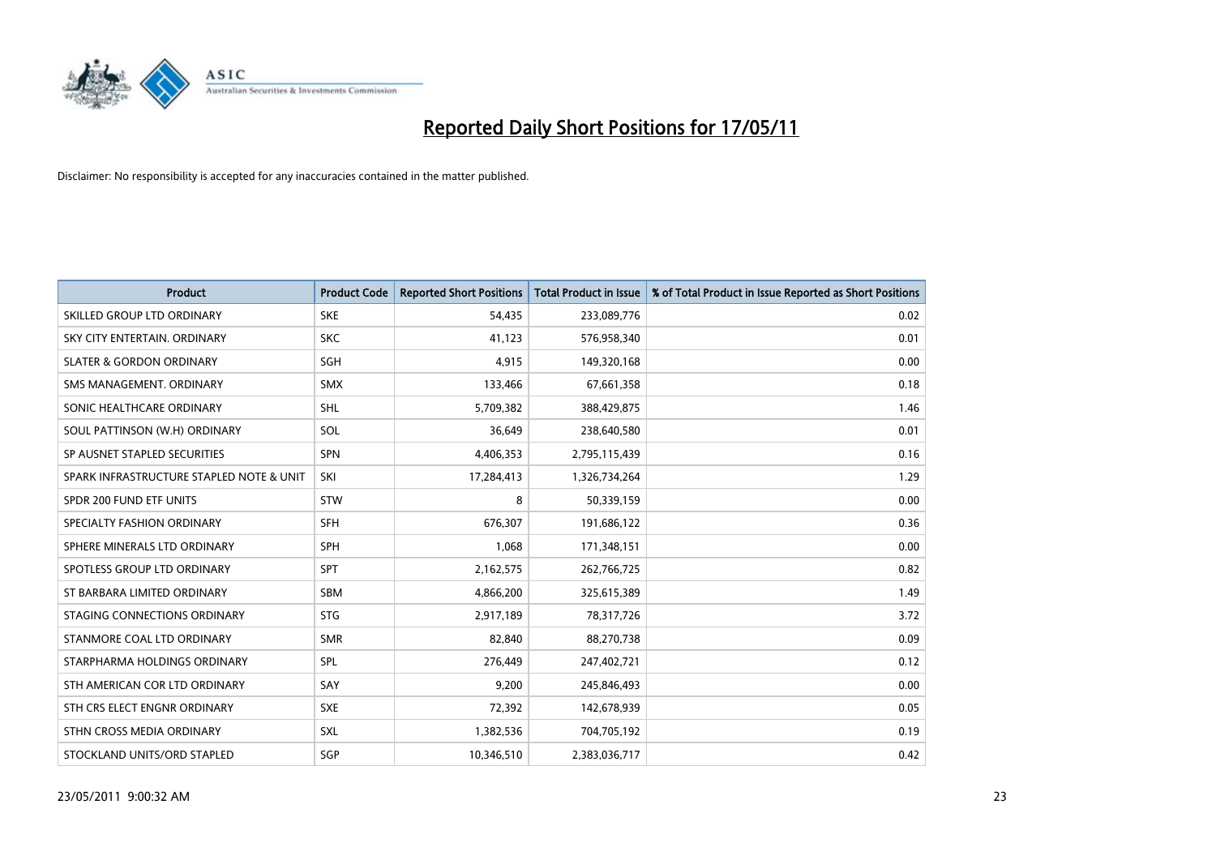# Reported Daily Short Positions for 17/05/11

Disclaimer: No responsibility is accepted for any inaccuracies contained in the matter published.

| Product | Product Code | Reported Short Positions | Total Product in Issue | % of Total Product in Issue Reported as Short Positions |
|---|---|---|---|---|
| SKILLED GROUP LTD ORDINARY | SKE | 54,435 | 233,089,776 | 0.02 |
| SKY CITY ENTERTAIN. ORDINARY | SKC | 41,123 | 576,958,340 | 0.01 |
| SLATER & GORDON ORDINARY | SGH | 4,915 | 149,320,168 | 0.00 |
| SMS MANAGEMENT. ORDINARY | SMX | 133,466 | 67,661,358 | 0.18 |
| SONIC HEALTHCARE ORDINARY | SHL | 5,709,382 | 388,429,875 | 1.46 |
| SOUL PATTINSON (W.H) ORDINARY | SOL | 36,649 | 238,640,580 | 0.01 |
| SP AUSNET STAPLED SECURITIES | SPN | 4,406,353 | 2,795,115,439 | 0.16 |
| SPARK INFRASTRUCTURE STAPLED NOTE & UNIT | SKI | 17,284,413 | 1,326,734,264 | 1.29 |
| SPDR 200 FUND ETF UNITS | STW | 8 | 50,339,159 | 0.00 |
| SPECIALTY FASHION ORDINARY | SFH | 676,307 | 191,686,122 | 0.36 |
| SPHERE MINERALS LTD ORDINARY | SPH | 1,068 | 171,348,151 | 0.00 |
| SPOTLESS GROUP LTD ORDINARY | SPT | 2,162,575 | 262,766,725 | 0.82 |
| ST BARBARA LIMITED ORDINARY | SBM | 4,866,200 | 325,615,389 | 1.49 |
| STAGING CONNECTIONS ORDINARY | STG | 2,917,189 | 78,317,726 | 3.72 |
| STANMORE COAL LTD ORDINARY | SMR | 82,840 | 88,270,738 | 0.09 |
| STARPHARMA HOLDINGS ORDINARY | SPL | 276,449 | 247,402,721 | 0.12 |
| STH AMERICAN COR LTD ORDINARY | SAY | 9,200 | 245,846,493 | 0.00 |
| STH CRS ELECT ENGNR ORDINARY | SXE | 72,392 | 142,678,939 | 0.05 |
| STHN CROSS MEDIA ORDINARY | SXL | 1,382,536 | 704,705,192 | 0.19 |
| STOCKLAND UNITS/ORD STAPLED | SGP | 10,346,510 | 2,383,036,717 | 0.42 |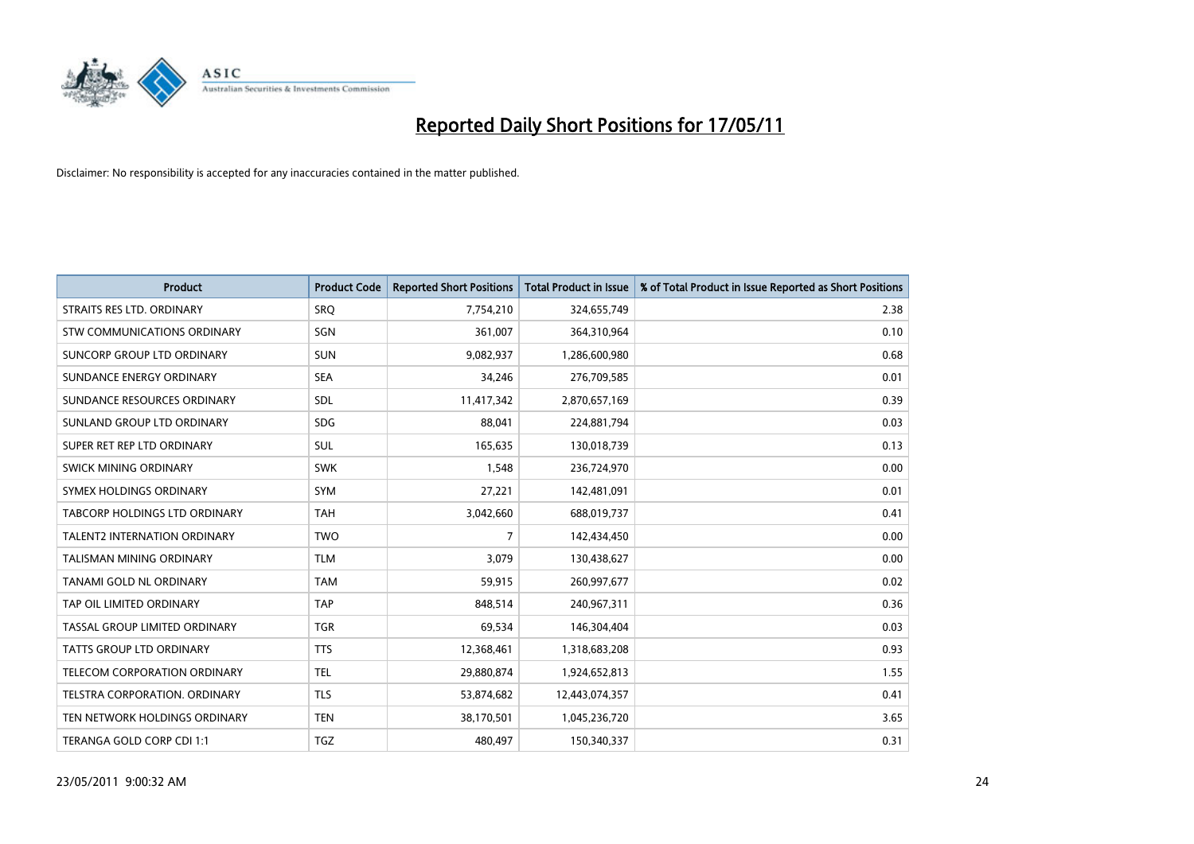# Reported Daily Short Positions for 17/05/11

Disclaimer: No responsibility is accepted for any inaccuracies contained in the matter published.

| Product | Product Code | Reported Short Positions | Total Product in Issue | % of Total Product in Issue Reported as Short Positions |
|---|---|---|---|---|
| STRAITS RES LTD. ORDINARY | SRQ | 7,754,210 | 324,655,749 | 2.38 |
| STW COMMUNICATIONS ORDINARY | SGN | 361,007 | 364,310,964 | 0.10 |
| SUNCORP GROUP LTD ORDINARY | SUN | 9,082,937 | 1,286,600,980 | 0.68 |
| SUNDANCE ENERGY ORDINARY | SEA | 34,246 | 276,709,585 | 0.01 |
| SUNDANCE RESOURCES ORDINARY | SDL | 11,417,342 | 2,870,657,169 | 0.39 |
| SUNLAND GROUP LTD ORDINARY | SDG | 88,041 | 224,881,794 | 0.03 |
| SUPER RET REP LTD ORDINARY | SUL | 165,635 | 130,018,739 | 0.13 |
| SWICK MINING ORDINARY | SWK | 1,548 | 236,724,970 | 0.00 |
| SYMEX HOLDINGS ORDINARY | SYM | 27,221 | 142,481,091 | 0.01 |
| TABCORP HOLDINGS LTD ORDINARY | TAH | 3,042,660 | 688,019,737 | 0.41 |
| TALENT2 INTERNATION ORDINARY | TWO | 7 | 142,434,450 | 0.00 |
| TALISMAN MINING ORDINARY | TLM | 3,079 | 130,438,627 | 0.00 |
| TANAMI GOLD NL ORDINARY | TAM | 59,915 | 260,997,677 | 0.02 |
| TAP OIL LIMITED ORDINARY | TAP | 848,514 | 240,967,311 | 0.36 |
| TASSAL GROUP LIMITED ORDINARY | TGR | 69,534 | 146,304,404 | 0.03 |
| TATTS GROUP LTD ORDINARY | TTS | 12,368,461 | 1,318,683,208 | 0.93 |
| TELECOM CORPORATION ORDINARY | TEL | 29,880,874 | 1,924,652,813 | 1.55 |
| TELSTRA CORPORATION. ORDINARY | TLS | 53,874,682 | 12,443,074,357 | 0.41 |
| TEN NETWORK HOLDINGS ORDINARY | TEN | 38,170,501 | 1,045,236,720 | 3.65 |
| TERANGA GOLD CORP CDI 1:1 | TGZ | 480,497 | 150,340,337 | 0.31 |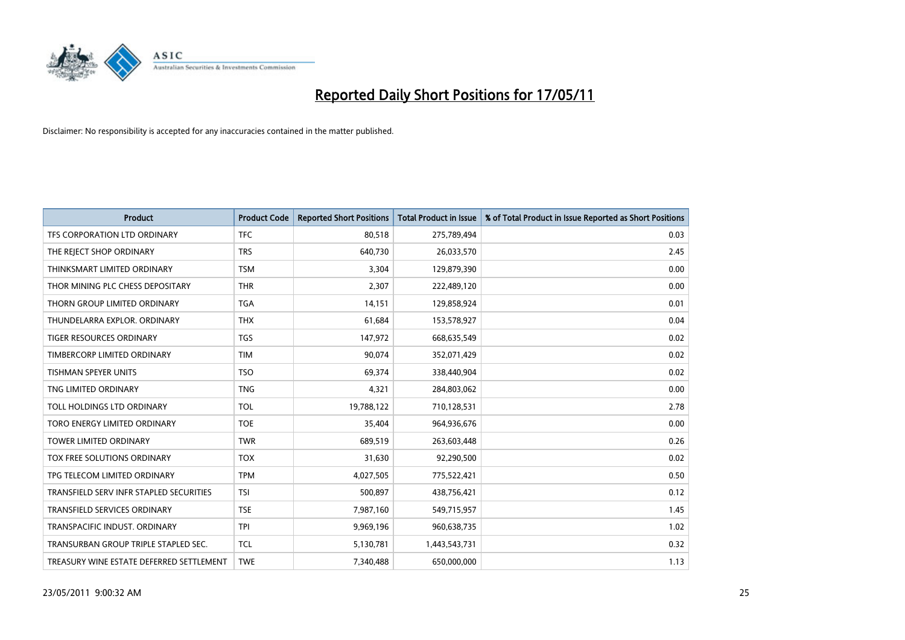# Reported Daily Short Positions for 17/05/11

Disclaimer: No responsibility is accepted for any inaccuracies contained in the matter published.

| Product | Product Code | Reported Short Positions | Total Product in Issue | % of Total Product in Issue Reported as Short Positions |
|---|---|---|---|---|
| TFS CORPORATION LTD ORDINARY | TFC | 80,518 | 275,789,494 | 0.03 |
| THE REJECT SHOP ORDINARY | TRS | 640,730 | 26,033,570 | 2.45 |
| THINKSMART LIMITED ORDINARY | TSM | 3,304 | 129,879,390 | 0.00 |
| THOR MINING PLC CHESS DEPOSITARY | THR | 2,307 | 222,489,120 | 0.00 |
| THORN GROUP LIMITED ORDINARY | TGA | 14,151 | 129,858,924 | 0.01 |
| THUNDELARRA EXPLOR. ORDINARY | THX | 61,684 | 153,578,927 | 0.04 |
| TIGER RESOURCES ORDINARY | TGS | 147,972 | 668,635,549 | 0.02 |
| TIMBERCORP LIMITED ORDINARY | TIM | 90,074 | 352,071,429 | 0.02 |
| TISHMAN SPEYER UNITS | TSO | 69,374 | 338,440,904 | 0.02 |
| TNG LIMITED ORDINARY | TNG | 4,321 | 284,803,062 | 0.00 |
| TOLL HOLDINGS LTD ORDINARY | TOL | 19,788,122 | 710,128,531 | 2.78 |
| TORO ENERGY LIMITED ORDINARY | TOE | 35,404 | 964,936,676 | 0.00 |
| TOWER LIMITED ORDINARY | TWR | 689,519 | 263,603,448 | 0.26 |
| TOX FREE SOLUTIONS ORDINARY | TOX | 31,630 | 92,290,500 | 0.02 |
| TPG TELECOM LIMITED ORDINARY | TPM | 4,027,505 | 775,522,421 | 0.50 |
| TRANSFIELD SERV INFR STAPLED SECURITIES | TSI | 500,897 | 438,756,421 | 0.12 |
| TRANSFIELD SERVICES ORDINARY | TSE | 7,987,160 | 549,715,957 | 1.45 |
| TRANSPACIFIC INDUST. ORDINARY | TPI | 9,969,196 | 960,638,735 | 1.02 |
| TRANSURBAN GROUP TRIPLE STAPLED SEC. | TCL | 5,130,781 | 1,443,543,731 | 0.32 |
| TREASURY WINE ESTATE DEFERRED SETTLEMENT | TWE | 7,340,488 | 650,000,000 | 1.13 |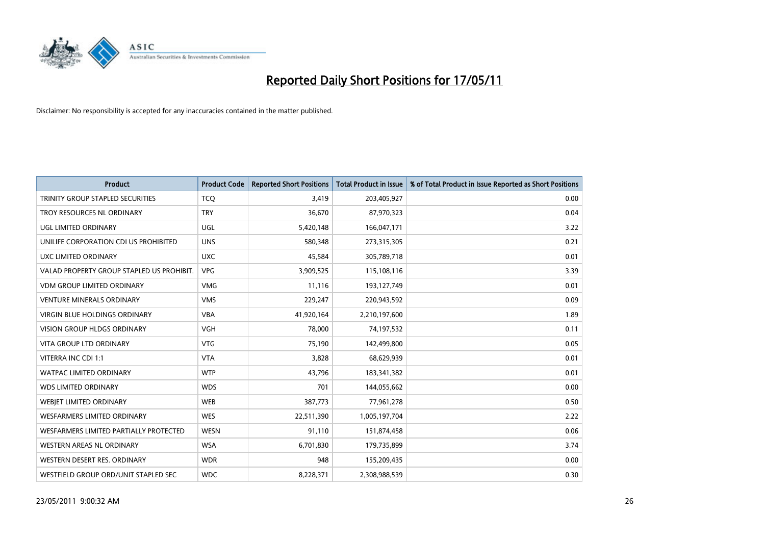# Reported Daily Short Positions for 17/05/11

Disclaimer: No responsibility is accepted for any inaccuracies contained in the matter published.

| Product | Product Code | Reported Short Positions | Total Product in Issue | % of Total Product in Issue Reported as Short Positions |
|---|---|---|---|---|
| TRINITY GROUP STAPLED SECURITIES | TCQ | 3,419 | 203,405,927 | 0.00 |
| TROY RESOURCES NL ORDINARY | TRY | 36,670 | 87,970,323 | 0.04 |
| UGL LIMITED ORDINARY | UGL | 5,420,148 | 166,047,171 | 3.22 |
| UNILIFE CORPORATION CDI US PROHIBITED | UNS | 580,348 | 273,315,305 | 0.21 |
| UXC LIMITED ORDINARY | UXC | 45,584 | 305,789,718 | 0.01 |
| VALAD PROPERTY GROUP STAPLED US PROHIBIT. | VPG | 3,909,525 | 115,108,116 | 3.39 |
| VDM GROUP LIMITED ORDINARY | VMG | 11,116 | 193,127,749 | 0.01 |
| VENTURE MINERALS ORDINARY | VMS | 229,247 | 220,943,592 | 0.09 |
| VIRGIN BLUE HOLDINGS ORDINARY | VBA | 41,920,164 | 2,210,197,600 | 1.89 |
| VISION GROUP HLDGS ORDINARY | VGH | 78,000 | 74,197,532 | 0.11 |
| VITA GROUP LTD ORDINARY | VTG | 75,190 | 142,499,800 | 0.05 |
| VITERRA INC CDI 1:1 | VTA | 3,828 | 68,629,939 | 0.01 |
| WATPAC LIMITED ORDINARY | WTP | 43,796 | 183,341,382 | 0.01 |
| WDS LIMITED ORDINARY | WDS | 701 | 144,055,662 | 0.00 |
| WEBJET LIMITED ORDINARY | WEB | 387,773 | 77,961,278 | 0.50 |
| WESFARMERS LIMITED ORDINARY | WES | 22,511,390 | 1,005,197,704 | 2.22 |
| WESFARMERS LIMITED PARTIALLY PROTECTED | WESN | 91,110 | 151,874,458 | 0.06 |
| WESTERN AREAS NL ORDINARY | WSA | 6,701,830 | 179,735,899 | 3.74 |
| WESTERN DESERT RES. ORDINARY | WDR | 948 | 155,209,435 | 0.00 |
| WESTFIELD GROUP ORD/UNIT STAPLED SEC | WDC | 8,228,371 | 2,308,988,539 | 0.30 |

23/05/2011 9:00:32 AM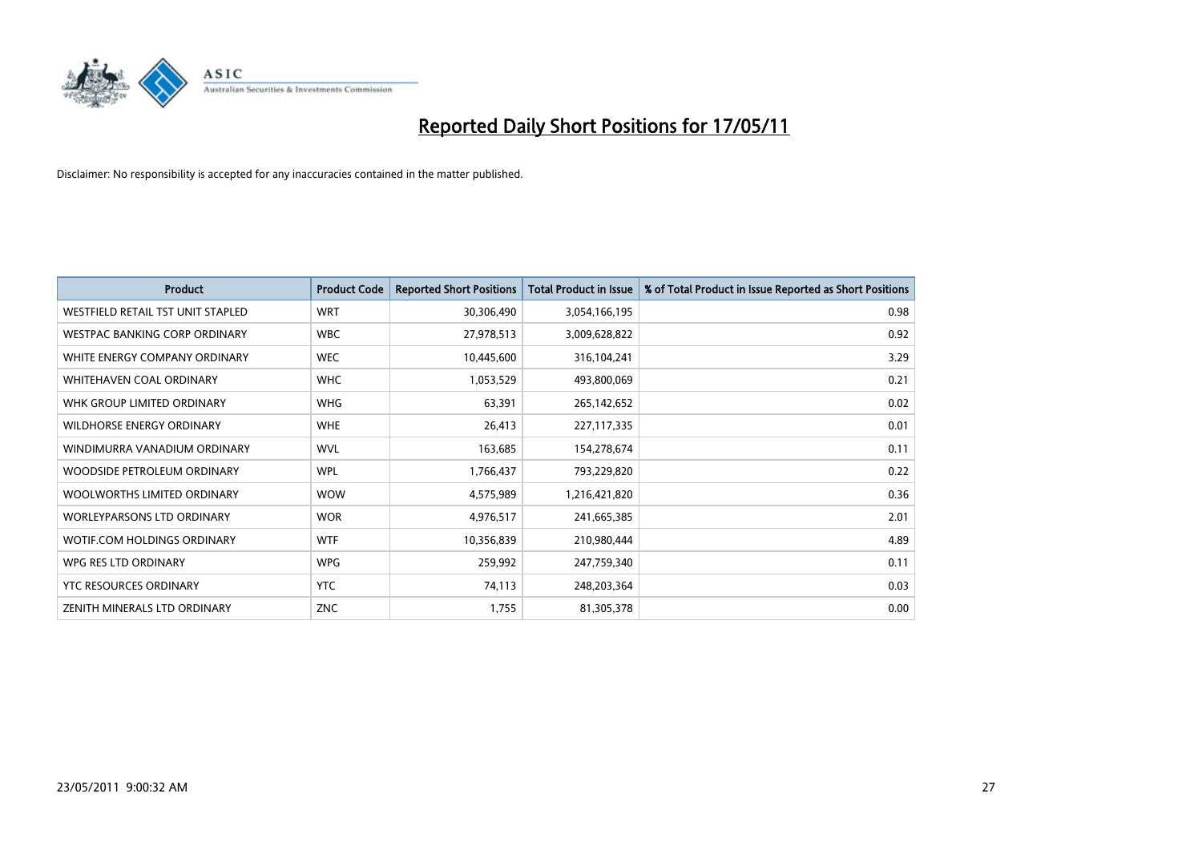# Reported Daily Short Positions for 17/05/11

Disclaimer: No responsibility is accepted for any inaccuracies contained in the matter published.

| Product | Product Code | Reported Short Positions | Total Product in Issue | % of Total Product in Issue Reported as Short Positions |
| --- | --- | --- | --- | --- |
| WESTFIELD RETAIL TST UNIT STAPLED | WRT | 30,306,490 | 3,054,166,195 | 0.98 |
| WESTPAC BANKING CORP ORDINARY | WBC | 27,978,513 | 3,009,628,822 | 0.92 |
| WHITE ENERGY COMPANY ORDINARY | WEC | 10,445,600 | 316,104,241 | 3.29 |
| WHITEHAVEN COAL ORDINARY | WHC | 1,053,529 | 493,800,069 | 0.21 |
| WHK GROUP LIMITED ORDINARY | WHG | 63,391 | 265,142,652 | 0.02 |
| WILDHORSE ENERGY ORDINARY | WHE | 26,413 | 227,117,335 | 0.01 |
| WINDIMURRA VANADIUM ORDINARY | WVL | 163,685 | 154,278,674 | 0.11 |
| WOODSIDE PETROLEUM ORDINARY | WPL | 1,766,437 | 793,229,820 | 0.22 |
| WOOLWORTHS LIMITED ORDINARY | WOW | 4,575,989 | 1,216,421,820 | 0.36 |
| WORLEYPARSONS LTD ORDINARY | WOR | 4,976,517 | 241,665,385 | 2.01 |
| WOTIF.COM HOLDINGS ORDINARY | WTF | 10,356,839 | 210,980,444 | 4.89 |
| WPG RES LTD ORDINARY | WPG | 259,992 | 247,759,340 | 0.11 |
| YTC RESOURCES ORDINARY | YTC | 74,113 | 248,203,364 | 0.03 |
| ZENITH MINERALS LTD ORDINARY | ZNC | 1,755 | 81,305,378 | 0.00 |